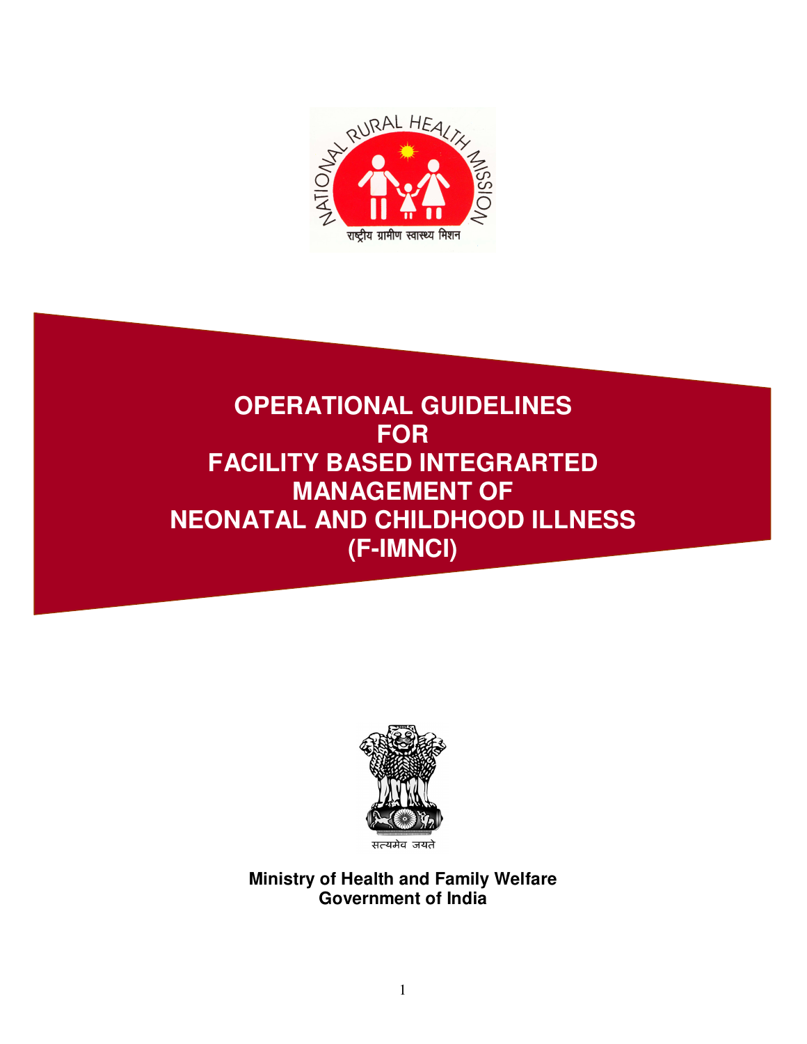# OPERATIONAL GUIDELINES FOR FACILITY BASED INTEGRARTED MANAGEMENT OF NEONATAL AND CHILDHOOD ILLNESS (F-IMNCI)

**Ministry of Health and Family Welfare**
**Government of India**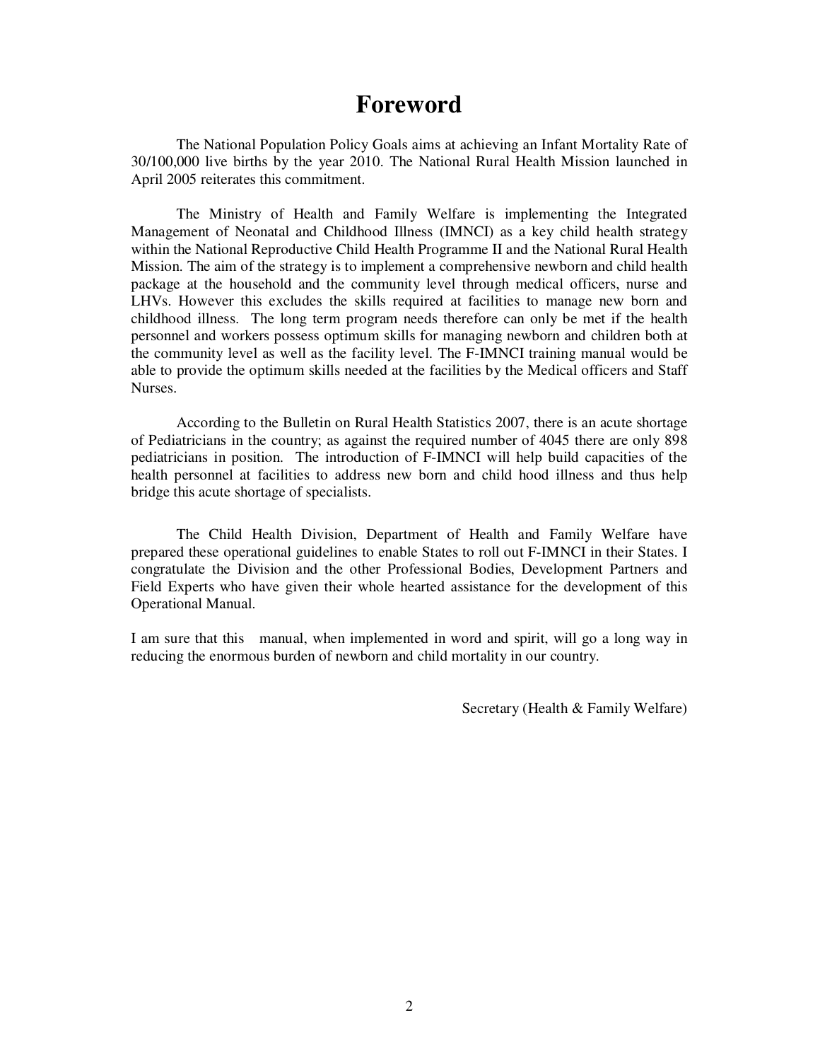# Foreword

The National Population Policy Goals aims at achieving an Infant Mortality Rate of 30/100,000 live births by the year 2010. The National Rural Health Mission launched in April 2005 reiterates this commitment.

The Ministry of Health and Family Welfare is implementing the Integrated Management of Neonatal and Childhood Illness (IMNCI) as a key child health strategy within the National Reproductive Child Health Programme II and the National Rural Health Mission. The aim of the strategy is to implement a comprehensive newborn and child health package at the household and the community level through medical officers, nurse and LHVs. However this excludes the skills required at facilities to manage new born and childhood illness. The long term program needs therefore can only be met if the health personnel and workers possess optimum skills for managing newborn and children both at the community level as well as the facility level. The F-IMNCI training manual would be able to provide the optimum skills needed at the facilities by the Medical officers and Staff Nurses.

According to the Bulletin on Rural Health Statistics 2007, there is an acute shortage of Pediatricians in the country; as against the required number of 4045 there are only 898 pediatricians in position. The introduction of F-IMNCI will help build capacities of the health personnel at facilities to address new born and child hood illness and thus help bridge this acute shortage of specialists.

The Child Health Division, Department of Health and Family Welfare have prepared these operational guidelines to enable States to roll out F-IMNCI in their States. I congratulate the Division and the other Professional Bodies, Development Partners and Field Experts who have given their whole hearted assistance for the development of this Operational Manual.

I am sure that this manual, when implemented in word and spirit, will go a long way in reducing the enormous burden of newborn and child mortality in our country.

Secretary (Health & Family Welfare)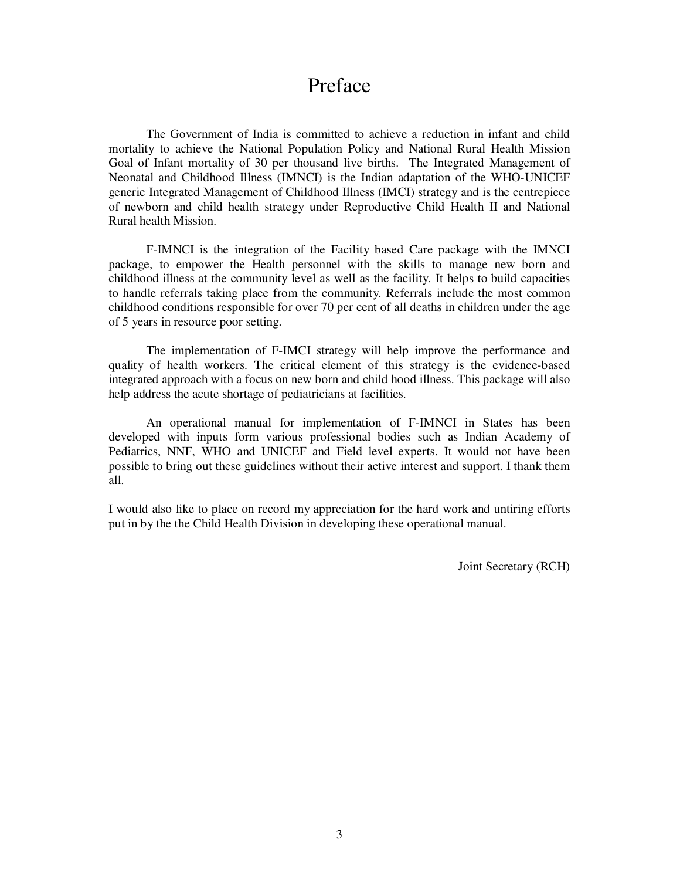# Preface

The Government of India is committed to achieve a reduction in infant and child mortality to achieve the National Population Policy and National Rural Health Mission Goal of Infant mortality of 30 per thousand live births. The Integrated Management of Neonatal and Childhood Illness (IMNCI) is the Indian adaptation of the WHO-UNICEF generic Integrated Management of Childhood Illness (IMCI) strategy and is the centrepiece of newborn and child health strategy under Reproductive Child Health II and National Rural health Mission.

F-IMNCI is the integration of the Facility based Care package with the IMNCI package, to empower the Health personnel with the skills to manage new born and childhood illness at the community level as well as the facility. It helps to build capacities to handle referrals taking place from the community. Referrals include the most common childhood conditions responsible for over 70 per cent of all deaths in children under the age of 5 years in resource poor setting.

The implementation of F-IMCI strategy will help improve the performance and quality of health workers. The critical element of this strategy is the evidence-based integrated approach with a focus on new born and child hood illness. This package will also help address the acute shortage of pediatricians at facilities.

An operational manual for implementation of F-IMNCI in States has been developed with inputs form various professional bodies such as Indian Academy of Pediatrics, NNF, WHO and UNICEF and Field level experts. It would not have been possible to bring out these guidelines without their active interest and support. I thank them all.

I would also like to place on record my appreciation for the hard work and untiring efforts put in by the the Child Health Division in developing these operational manual.

Joint Secretary (RCH)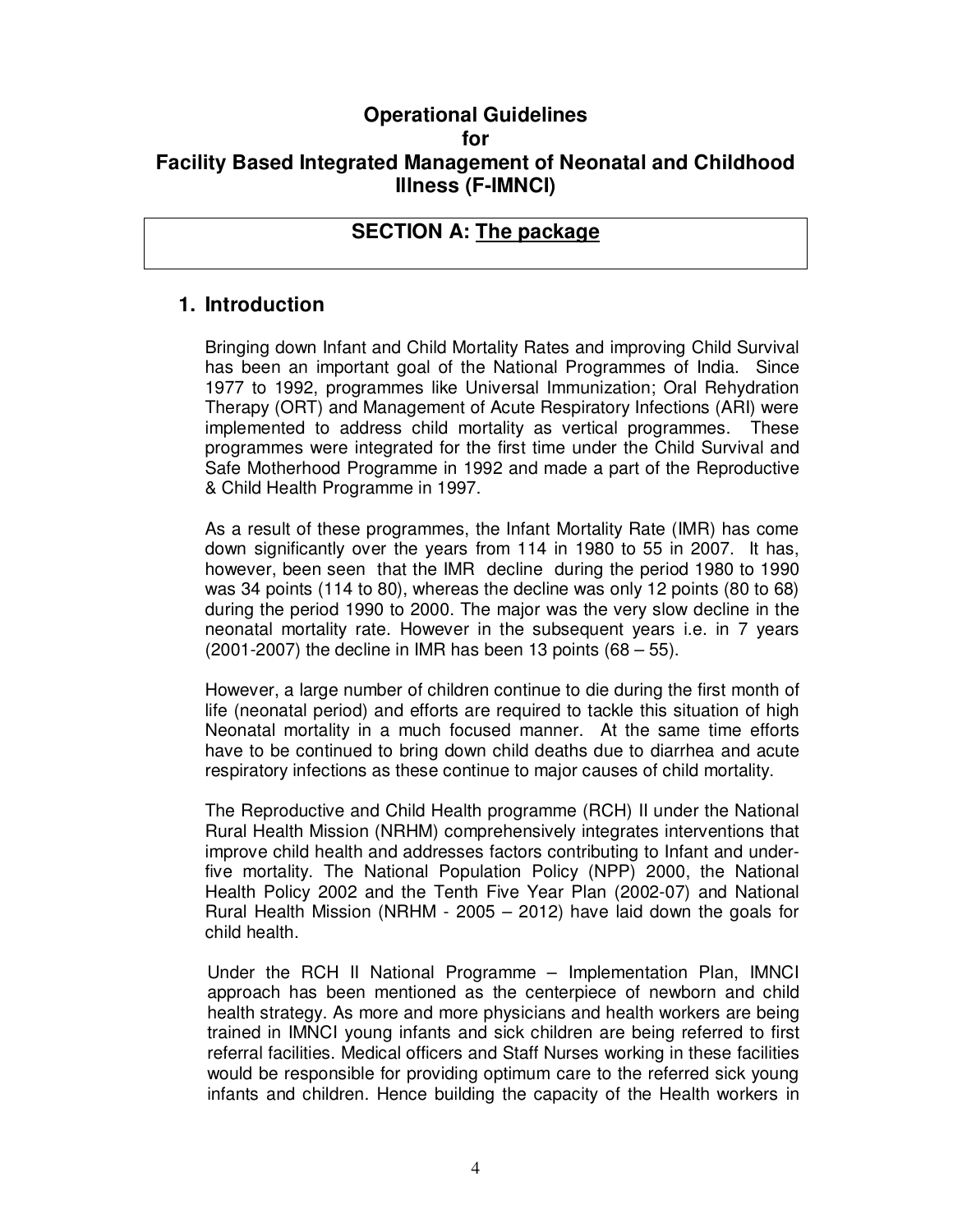# Operational Guidelines for Facility Based Integrated Management of Neonatal and Childhood Illness (F-IMNCI)

## SECTION A: The package

## 1. Introduction

Bringing down Infant and Child Mortality Rates and improving Child Survival has been an important goal of the National Programmes of India. Since 1977 to 1992, programmes like Universal Immunization; Oral Rehydration Therapy (ORT) and Management of Acute Respiratory Infections (ARI) were implemented to address child mortality as vertical programmes. These programmes were integrated for the first time under the Child Survival and Safe Motherhood Programme in 1992 and made a part of the Reproductive & Child Health Programme in 1997.

As a result of these programmes, the Infant Mortality Rate (IMR) has come down significantly over the years from 114 in 1980 to 55 in 2007. It has, however, been seen that the IMR decline during the period 1980 to 1990 was 34 points (114 to 80), whereas the decline was only 12 points (80 to 68) during the period 1990 to 2000. The major was the very slow decline in the neonatal mortality rate. However in the subsequent years i.e. in 7 years (2001-2007) the decline in IMR has been 13 points (68 – 55).

However, a large number of children continue to die during the first month of life (neonatal period) and efforts are required to tackle this situation of high Neonatal mortality in a much focused manner. At the same time efforts have to be continued to bring down child deaths due to diarrhea and acute respiratory infections as these continue to major causes of child mortality.

The Reproductive and Child Health programme (RCH) II under the National Rural Health Mission (NRHM) comprehensively integrates interventions that improve child health and addresses factors contributing to Infant and under-five mortality. The National Population Policy (NPP) 2000, the National Health Policy 2002 and the Tenth Five Year Plan (2002-07) and National Rural Health Mission (NRHM - 2005 – 2012) have laid down the goals for child health.

Under the RCH II National Programme – Implementation Plan, IMNCI approach has been mentioned as the centerpiece of newborn and child health strategy. As more and more physicians and health workers are being trained in IMNCI young infants and sick children are being referred to first referral facilities. Medical officers and Staff Nurses working in these facilities would be responsible for providing optimum care to the referred sick young infants and children. Hence building the capacity of the Health workers in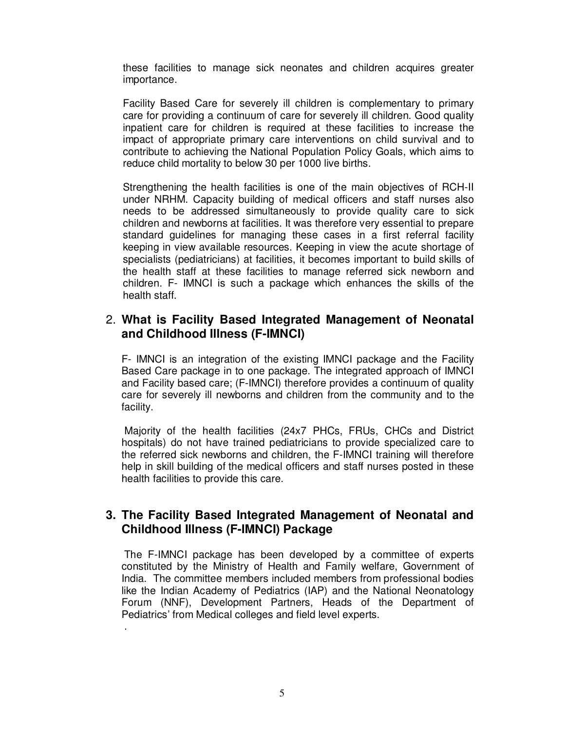these facilities to manage sick neonates and children acquires greater importance.

Facility Based Care for severely ill children is complementary to primary care for providing a continuum of care for severely ill children. Good quality inpatient care for children is required at these facilities to increase the impact of appropriate primary care interventions on child survival and to contribute to achieving the National Population Policy Goals, which aims to reduce child mortality to below 30 per 1000 live births.

Strengthening the health facilities is one of the main objectives of RCH-II under NRHM. Capacity building of medical officers and staff nurses also needs to be addressed simultaneously to provide quality care to sick children and newborns at facilities. It was therefore very essential to prepare standard guidelines for managing these cases in a first referral facility keeping in view available resources. Keeping in view the acute shortage of specialists (pediatricians) at facilities, it becomes important to build skills of the health staff at these facilities to manage referred sick newborn and children. F- IMNCI is such a package which enhances the skills of the health staff.

## 2. What is Facility Based Integrated Management of Neonatal and Childhood Illness (F-IMNCI)

F- IMNCI is an integration of the existing IMNCI package and the Facility Based Care package in to one package. The integrated approach of IMNCI and Facility based care; (F-IMNCI) therefore provides a continuum of quality care for severely ill newborns and children from the community and to the facility.

Majority of the health facilities (24x7 PHCs, FRUs, CHCs and District hospitals) do not have trained pediatricians to provide specialized care to the referred sick newborns and children, the F-IMNCI training will therefore help in skill building of the medical officers and staff nurses posted in these health facilities to provide this care.

## 3. The Facility Based Integrated Management of Neonatal and Childhood Illness (F-IMNCI) Package

The F-IMNCI package has been developed by a committee of experts constituted by the Ministry of Health and Family welfare, Government of India. The committee members included members from professional bodies like the Indian Academy of Pediatrics (IAP) and the National Neonatology Forum (NNF), Development Partners, Heads of the Department of Pediatrics' from Medical colleges and field level experts.

.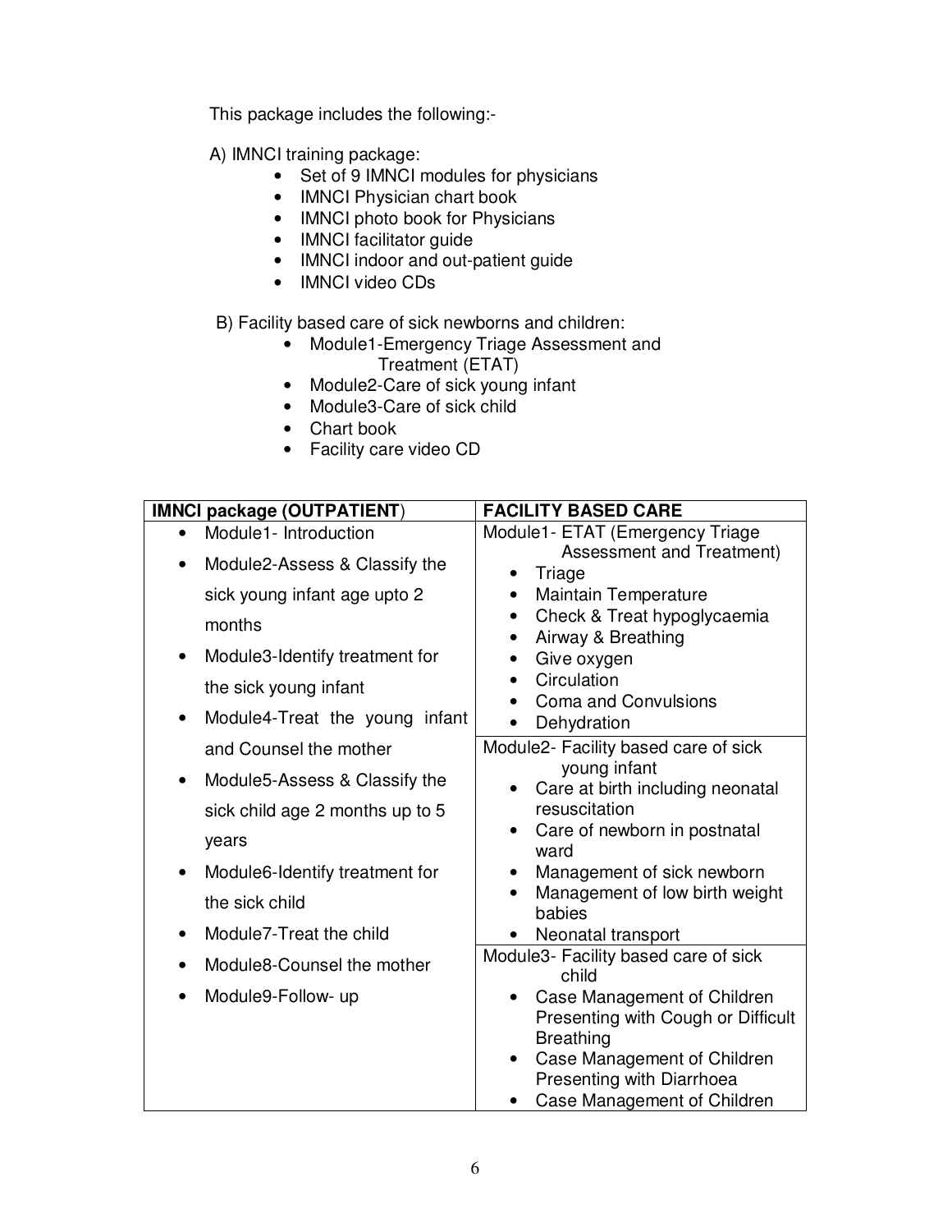This package includes the following:-

A) IMNCI training package:

- Set of 9 IMNCI modules for physicians
- IMNCI Physician chart book
- IMNCI photo book for Physicians
- IMNCI facilitator guide
- IMNCI indoor and out-patient guide
- IMNCI video CDs

B) Facility based care of sick newborns and children:

- Module1-Emergency Triage Assessment and Treatment (ETAT)
- Module2-Care of sick young infant
- Module3-Care of sick child
- Chart book
- Facility care video CD

| **IMNCI package (OUTPATIENT)** | **FACILITY BASED CARE** |
|---|---|
| • Module1- Introduction<br>• Module2-Assess & Classify the sick young infant age upto 2 months<br>• Module3-Identify treatment for the sick young infant<br>• Module4-Treat the young infant and Counsel the mother<br>• Module5-Assess & Classify the sick child age 2 months up to 5 years<br>• Module6-Identify treatment for the sick child<br>• Module7-Treat the child<br>• Module8-Counsel the mother<br>• Module9-Follow- up | Module1- ETAT (Emergency Triage Assessment and Treatment)<br>• Triage<br>• Maintain Temperature<br>• Check & Treat hypoglycaemia<br>• Airway & Breathing<br>• Give oxygen<br>• Circulation<br>• Coma and Convulsions<br>• Dehydration<br><br>Module2- Facility based care of sick young infant<br>• Care at birth including neonatal resuscitation<br>• Care of newborn in postnatal ward<br>• Management of sick newborn<br>• Management of low birth weight babies<br>• Neonatal transport<br><br>Module3- Facility based care of sick child<br>• Case Management of Children Presenting with Cough or Difficult Breathing<br>• Case Management of Children Presenting with Diarrhoea<br>• Case Management of Children |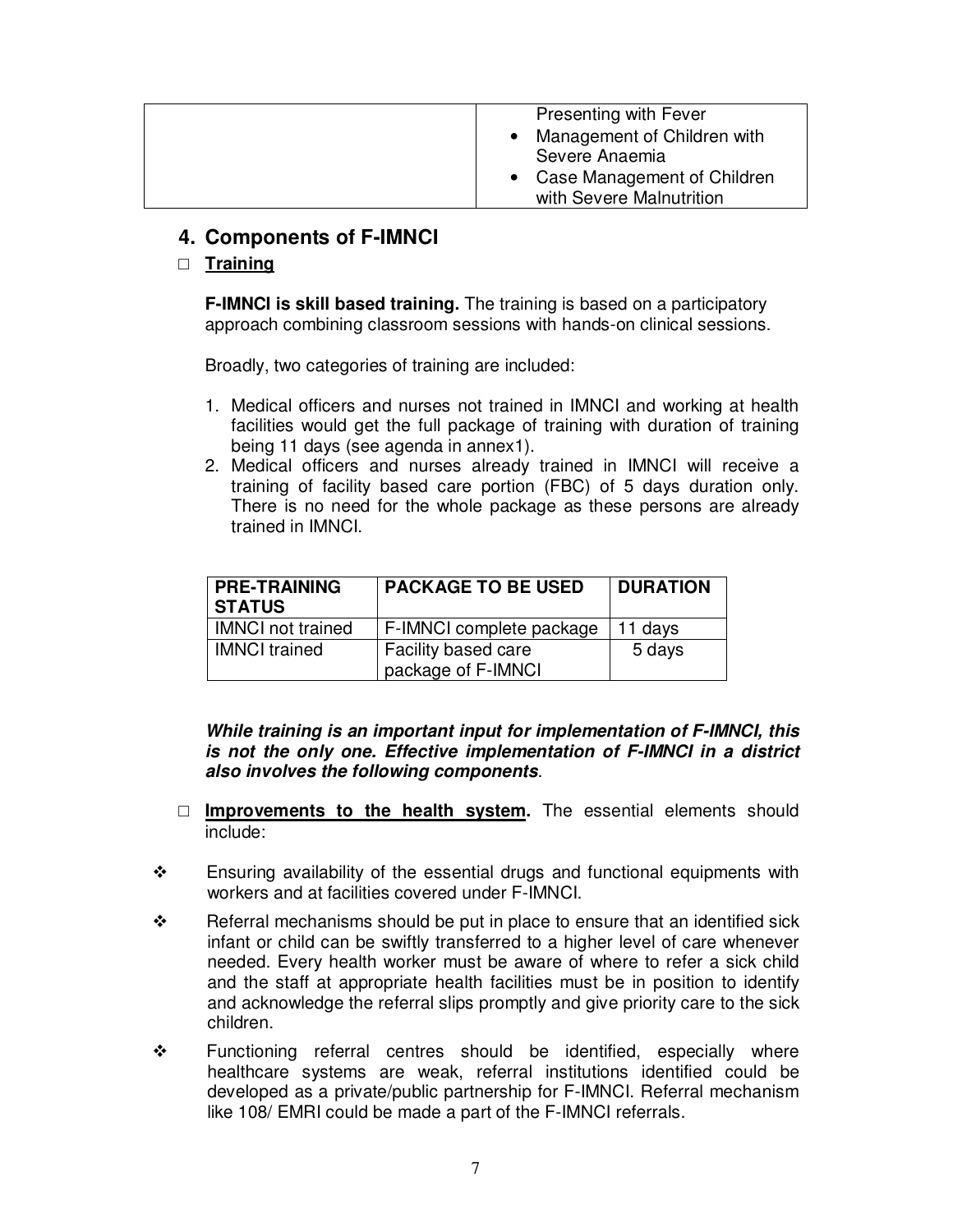| | Presenting with Fever<br>• Management of Children with Severe Anaemia<br>• Case Management of Children with Severe Malnutrition |
|---|---|

## 4. Components of F-IMNCI

- **Training**

**F-IMNCI is skill based training.** The training is based on a participatory approach combining classroom sessions with hands-on clinical sessions.

Broadly, two categories of training are included:

1. Medical officers and nurses not trained in IMNCI and working at health facilities would get the full package of training with duration of training being 11 days (see agenda in annex1).
2. Medical officers and nurses already trained in IMNCI will receive a training of facility based care portion (FBC) of 5 days duration only. There is no need for the whole package as these persons are already trained in IMNCI.

| PRE-TRAINING STATUS | PACKAGE TO BE USED | DURATION |
|---|---|---|
| IMNCI not trained | F-IMNCI complete package | 11 days |
| IMNCI trained | Facility based care package of F-IMNCI | 5 days |

***While training is an important input for implementation of F-IMNCI, this is not the only one. Effective implementation of F-IMNCI in a district also involves the following components***.

- **Improvements to the health system.** The essential elements should include:

- Ensuring availability of the essential drugs and functional equipments with workers and at facilities covered under F-IMNCI.
- Referral mechanisms should be put in place to ensure that an identified sick infant or child can be swiftly transferred to a higher level of care whenever needed. Every health worker must be aware of where to refer a sick child and the staff at appropriate health facilities must be in position to identify and acknowledge the referral slips promptly and give priority care to the sick children.
- Functioning referral centres should be identified, especially where healthcare systems are weak, referral institutions identified could be developed as a private/public partnership for F-IMNCI. Referral mechanism like 108/ EMRI could be made a part of the F-IMNCI referrals.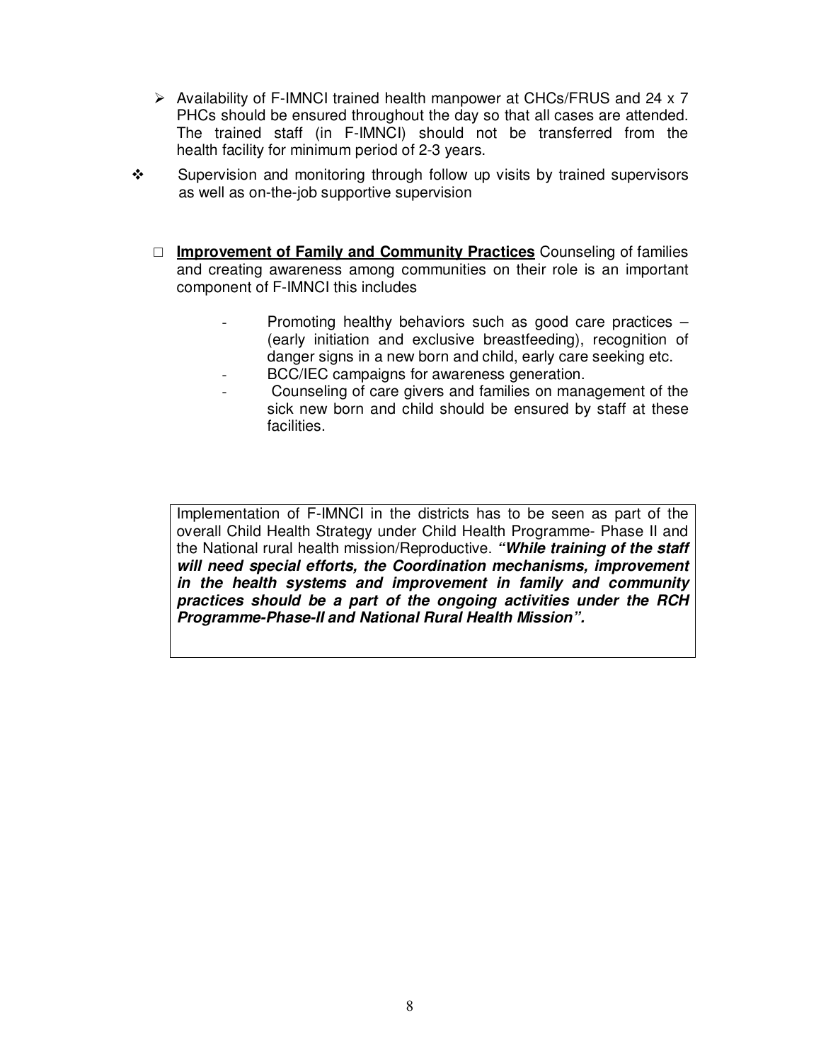- Availability of F-IMNCI trained health manpower at CHCs/FRUS and 24 x 7 PHCs should be ensured throughout the day so that all cases are attended. The trained staff (in F-IMNCI) should not be transferred from the health facility for minimum period of 2-3 years.

- Supervision and monitoring through follow up visits by trained supervisors as well as on-the-job supportive supervision

- **<u>Improvement of Family and Community Practices</u>** Counseling of families and creating awareness among communities on their role is an important component of F-IMNCI this includes

  - Promoting healthy behaviors such as good care practices – (early initiation and exclusive breastfeeding), recognition of danger signs in a new born and child, early care seeking etc.
  - BCC/IEC campaigns for awareness generation.
  - Counseling of care givers and families on management of the sick new born and child should be ensured by staff at these facilities.

> Implementation of F-IMNCI in the districts has to be seen as part of the overall Child Health Strategy under Child Health Programme- Phase II and the National rural health mission/Reproductive. ***"While training of the staff will need special efforts, the Coordination mechanisms, improvement in the health systems and improvement in family and community practices should be a part of the ongoing activities under the RCH Programme-Phase-II and National Rural Health Mission".***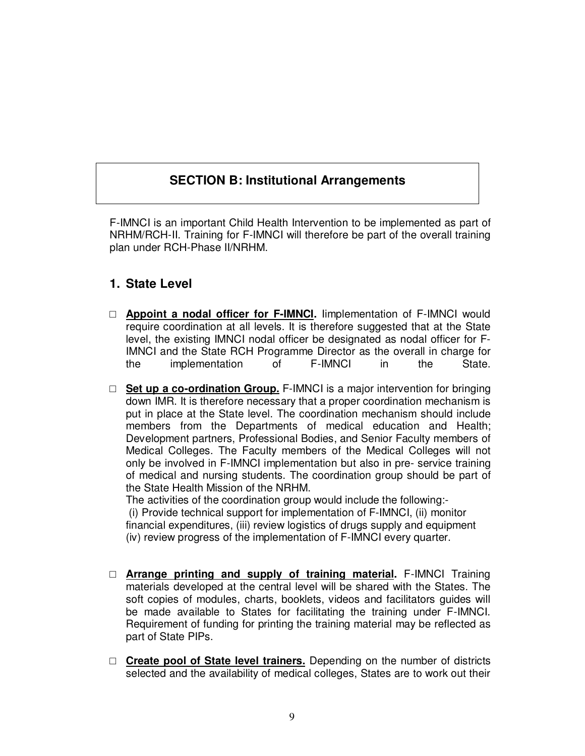## SECTION B: Institutional Arrangements

F-IMNCI is an important Child Health Intervention to be implemented as part of NRHM/RCH-II. Training for F-IMNCI will therefore be part of the overall training plan under RCH-Phase II/NRHM.

### 1. State Level

- **Appoint a nodal officer for F-IMNCI.** Iimplementation of F-IMNCI would require coordination at all levels. It is therefore suggested that at the State level, the existing IMNCI nodal officer be designated as nodal officer for F-IMNCI and the State RCH Programme Director as the overall in charge for the implementation of F-IMNCI in the State.

- **Set up a co-ordination Group.** F-IMNCI is a major intervention for bringing down IMR. It is therefore necessary that a proper coordination mechanism is put in place at the State level. The coordination mechanism should include members from the Departments of medical education and Health; Development partners, Professional Bodies, and Senior Faculty members of Medical Colleges. The Faculty members of the Medical Colleges will not only be involved in F-IMNCI implementation but also in pre- service training of medical and nursing students. The coordination group should be part of the State Health Mission of the NRHM.
  The activities of the coordination group would include the following:-
  (i) Provide technical support for implementation of F-IMNCI, (ii) monitor financial expenditures, (iii) review logistics of drugs supply and equipment (iv) review progress of the implementation of F-IMNCI every quarter.

- **Arrange printing and supply of training material.** F-IMNCI Training materials developed at the central level will be shared with the States. The soft copies of modules, charts, booklets, videos and facilitators guides will be made available to States for facilitating the training under F-IMNCI. Requirement of funding for printing the training material may be reflected as part of State PIPs.

- **Create pool of State level trainers.** Depending on the number of districts selected and the availability of medical colleges, States are to work out their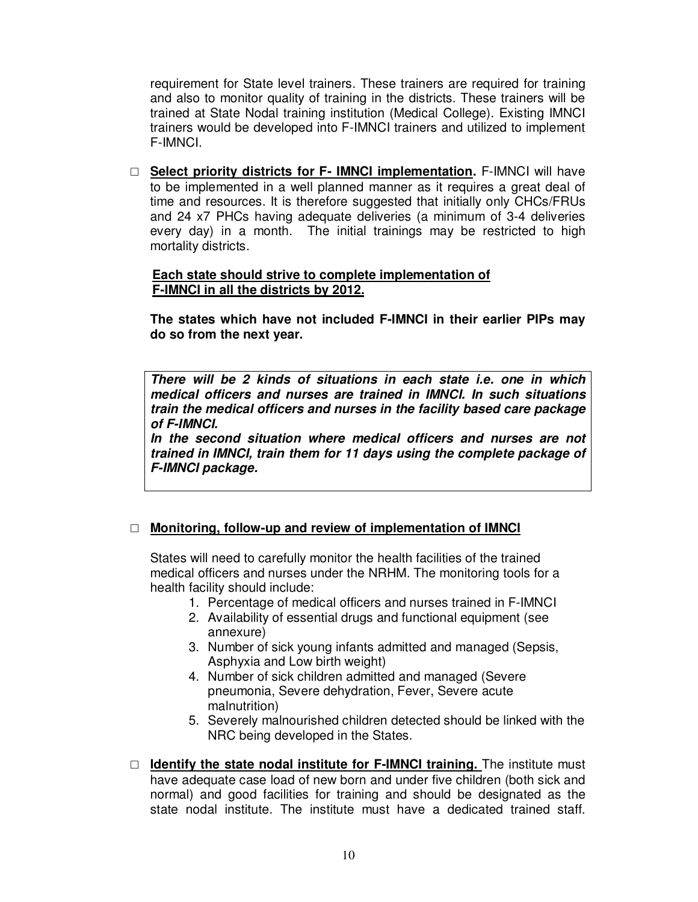requirement for State level trainers. These trainers are required for training and also to monitor quality of training in the districts. These trainers will be trained at State Nodal training institution (Medical College). Existing IMNCI trainers would be developed into F-IMNCI trainers and utilized to implement F-IMNCI.

- **<u>Select priority districts for F- IMNCI implementation</u>.** F-IMNCI will have to be implemented in a well planned manner as it requires a great deal of time and resources. It is therefore suggested that initially only CHCs/FRUs and 24 x7 PHCs having adequate deliveries (a minimum of 3-4 deliveries every day) in a month. The initial trainings may be restricted to high mortality districts.

  **<u>Each state should strive to complete implementation of F-IMNCI in all the districts by 2012.</u>**

  **The states which have not included F-IMNCI in their earlier PIPs may do so from the next year.**

  > ***There will be 2 kinds of situations in each state i.e. one in which medical officers and nurses are trained in IMNCI. In such situations train the medical officers and nurses in the facility based care package of F-IMNCI.***
  >
  > ***In the second situation where medical officers and nurses are not trained in IMNCI, train them for 11 days using the complete package of F-IMNCI package.***

- **<u>Monitoring, follow-up and review of implementation of IMNCI</u>**

  States will need to carefully monitor the health facilities of the trained medical officers and nurses under the NRHM. The monitoring tools for a health facility should include:

  1. Percentage of medical officers and nurses trained in F-IMNCI
  2. Availability of essential drugs and functional equipment (see annexure)
  3. Number of sick young infants admitted and managed (Sepsis, Asphyxia and Low birth weight)
  4. Number of sick children admitted and managed (Severe pneumonia, Severe dehydration, Fever, Severe acute malnutrition)
  5. Severely malnourished children detected should be linked with the NRC being developed in the States.

- **<u>Identify the state nodal institute for F-IMNCI training.</u>** The institute must have adequate case load of new born and under five children (both sick and normal) and good facilities for training and should be designated as the state nodal institute. The institute must have a dedicated trained staff.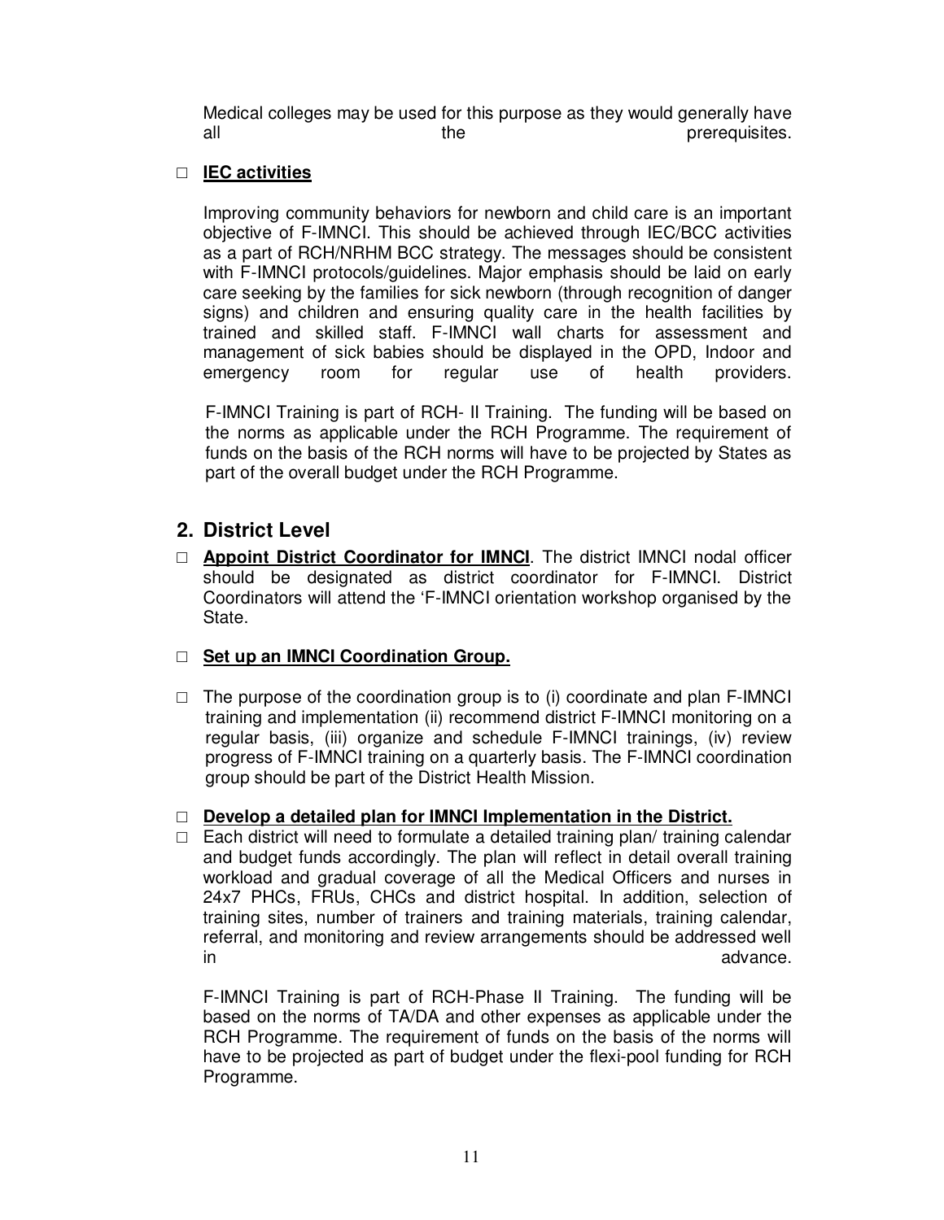Medical colleges may be used for this purpose as they would generally have all the prerequisites.

- **IEC activities**

  Improving community behaviors for newborn and child care is an important objective of F-IMNCI. This should be achieved through IEC/BCC activities as a part of RCH/NRHM BCC strategy. The messages should be consistent with F-IMNCI protocols/guidelines. Major emphasis should be laid on early care seeking by the families for sick newborn (through recognition of danger signs) and children and ensuring quality care in the health facilities by trained and skilled staff. F-IMNCI wall charts for assessment and management of sick babies should be displayed in the OPD, Indoor and emergency room for regular use of health providers.

  F-IMNCI Training is part of RCH- II Training. The funding will be based on the norms as applicable under the RCH Programme. The requirement of funds on the basis of the RCH norms will have to be projected by States as part of the overall budget under the RCH Programme.

## 2. District Level

- **Appoint District Coordinator for IMNCI**. The district IMNCI nodal officer should be designated as district coordinator for F-IMNCI. District Coordinators will attend the 'F-IMNCI orientation workshop organised by the State.

- **Set up an IMNCI Coordination Group.**

- The purpose of the coordination group is to (i) coordinate and plan F-IMNCI training and implementation (ii) recommend district F-IMNCI monitoring on a regular basis, (iii) organize and schedule F-IMNCI trainings, (iv) review progress of F-IMNCI training on a quarterly basis. The F-IMNCI coordination group should be part of the District Health Mission.

- **Develop a detailed plan for IMNCI Implementation in the District.**
- Each district will need to formulate a detailed training plan/ training calendar and budget funds accordingly. The plan will reflect in detail overall training workload and gradual coverage of all the Medical Officers and nurses in 24x7 PHCs, FRUs, CHCs and district hospital. In addition, selection of training sites, number of trainers and training materials, training calendar, referral, and monitoring and review arrangements should be addressed well in advance.

  F-IMNCI Training is part of RCH-Phase II Training. The funding will be based on the norms of TA/DA and other expenses as applicable under the RCH Programme. The requirement of funds on the basis of the norms will have to be projected as part of budget under the flexi-pool funding for RCH Programme.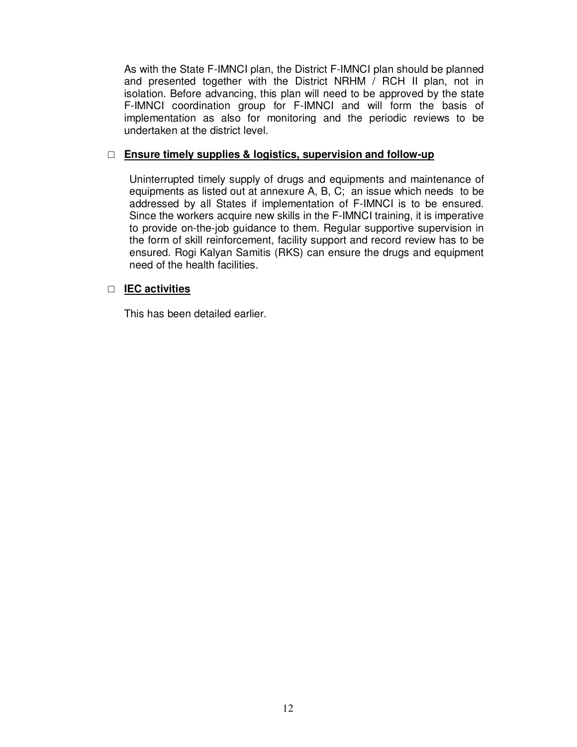As with the State F-IMNCI plan, the District F-IMNCI plan should be planned and presented together with the District NRHM / RCH II plan, not in isolation. Before advancing, this plan will need to be approved by the state F-IMNCI coordination group for F-IMNCI and will form the basis of implementation as also for monitoring and the periodic reviews to be undertaken at the district level.

□ **<u>Ensure timely supplies & logistics, supervision and follow-up</u>**

Uninterrupted timely supply of drugs and equipments and maintenance of equipments as listed out at annexure A, B, C; an issue which needs to be addressed by all States if implementation of F-IMNCI is to be ensured. Since the workers acquire new skills in the F-IMNCI training, it is imperative to provide on-the-job guidance to them. Regular supportive supervision in the form of skill reinforcement, facility support and record review has to be ensured. Rogi Kalyan Samitis (RKS) can ensure the drugs and equipment need of the health facilities.

□ **<u>IEC activities</u>**

This has been detailed earlier.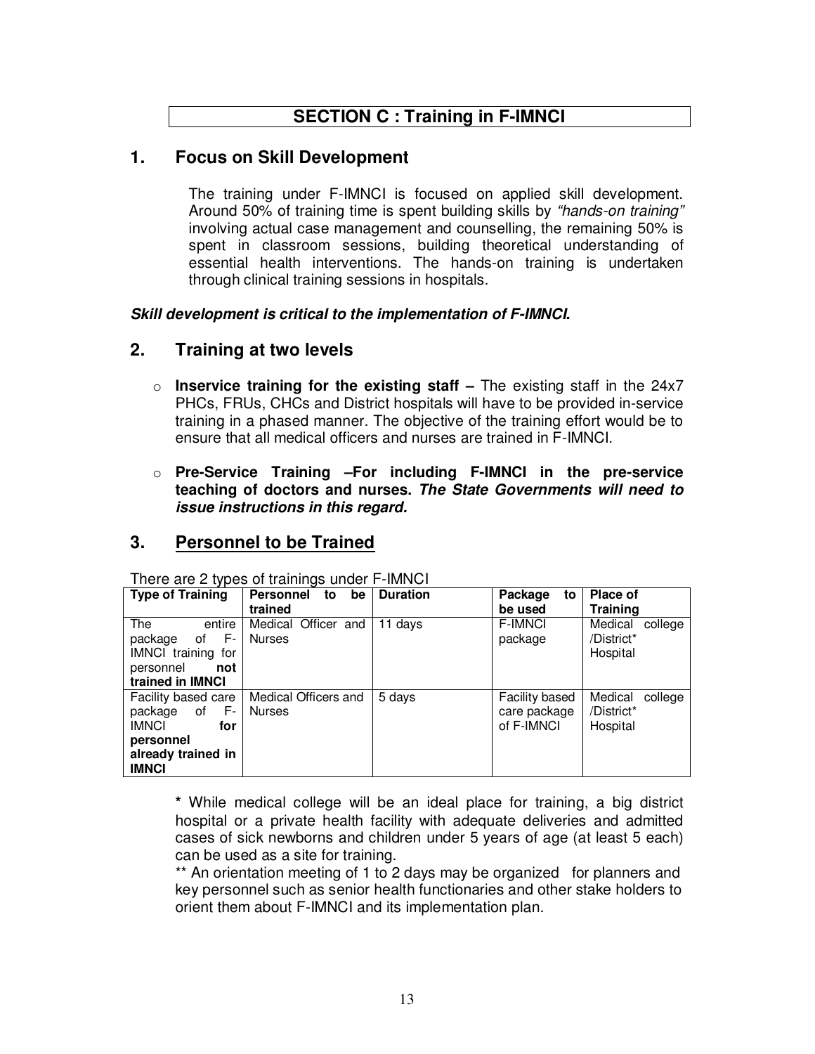## SECTION C : Training in F-IMNCI

## 1. Focus on Skill Development

The training under F-IMNCI is focused on applied skill development. Around 50% of training time is spent building skills by *"hands-on training"* involving actual case management and counselling, the remaining 50% is spent in classroom sessions, building theoretical understanding of essential health interventions. The hands-on training is undertaken through clinical training sessions in hospitals.

***Skill development is critical to the implementation of F-IMNCI.***

## 2. Training at two levels

- **Inservice training for the existing staff –** The existing staff in the 24x7 PHCs, FRUs, CHCs and District hospitals will have to be provided in-service training in a phased manner. The objective of the training effort would be to ensure that all medical officers and nurses are trained in F-IMNCI.
- **Pre-Service Training –For including F-IMNCI in the pre-service teaching of doctors and nurses. *The State Governments will need to issue instructions in this regard.***

## 3. Personnel to be Trained

There are 2 types of trainings under F-IMNCI

| Type of Training | Personnel to be trained | Duration | Package to be used | Place of Training |
|---|---|---|---|---|
| The entire package of F-IMNCI training for personnel **not trained in IMNCI** | Medical Officer and Nurses | 11 days | F-IMNCI package | Medical college /District* Hospital |
| Facility based care package of F-IMNCI **for personnel already trained in IMNCI** | Medical Officers and Nurses | 5 days | Facility based care package of F-IMNCI | Medical college /District* Hospital |

**\*** While medical college will be an ideal place for training, a big district hospital or a private health facility with adequate deliveries and admitted cases of sick newborns and children under 5 years of age (at least 5 each) can be used as a site for training.

** An orientation meeting of 1 to 2 days may be organized for planners and key personnel such as senior health functionaries and other stake holders to orient them about F-IMNCI and its implementation plan.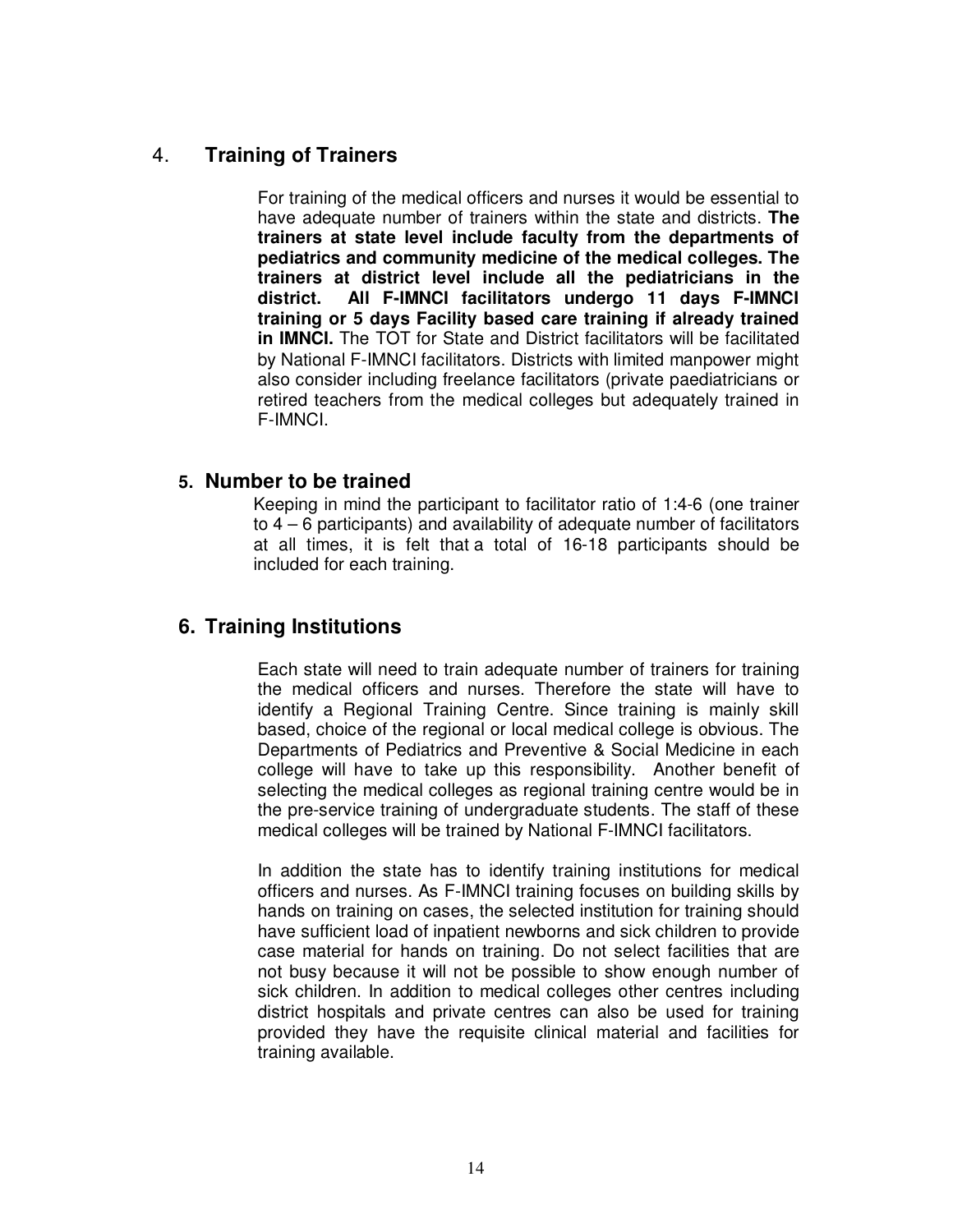## 4. Training of Trainers

For training of the medical officers and nurses it would be essential to have adequate number of trainers within the state and districts. **The trainers at state level include faculty from the departments of pediatrics and community medicine of the medical colleges. The trainers at district level include all the pediatricians in the district. All F-IMNCI facilitators undergo 11 days F-IMNCI training or 5 days Facility based care training if already trained in IMNCI.** The TOT for State and District facilitators will be facilitated by National F-IMNCI facilitators. Districts with limited manpower might also consider including freelance facilitators (private paediatricians or retired teachers from the medical colleges but adequately trained in F-IMNCI.

## 5. Number to be trained

Keeping in mind the participant to facilitator ratio of 1:4-6 (one trainer to 4 – 6 participants) and availability of adequate number of facilitators at all times, it is felt that a total of 16-18 participants should be included for each training.

## 6. Training Institutions

Each state will need to train adequate number of trainers for training the medical officers and nurses. Therefore the state will have to identify a Regional Training Centre. Since training is mainly skill based, choice of the regional or local medical college is obvious. The Departments of Pediatrics and Preventive & Social Medicine in each college will have to take up this responsibility. Another benefit of selecting the medical colleges as regional training centre would be in the pre-service training of undergraduate students. The staff of these medical colleges will be trained by National F-IMNCI facilitators.

In addition the state has to identify training institutions for medical officers and nurses. As F-IMNCI training focuses on building skills by hands on training on cases, the selected institution for training should have sufficient load of inpatient newborns and sick children to provide case material for hands on training. Do not select facilities that are not busy because it will not be possible to show enough number of sick children. In addition to medical colleges other centres including district hospitals and private centres can also be used for training provided they have the requisite clinical material and facilities for training available.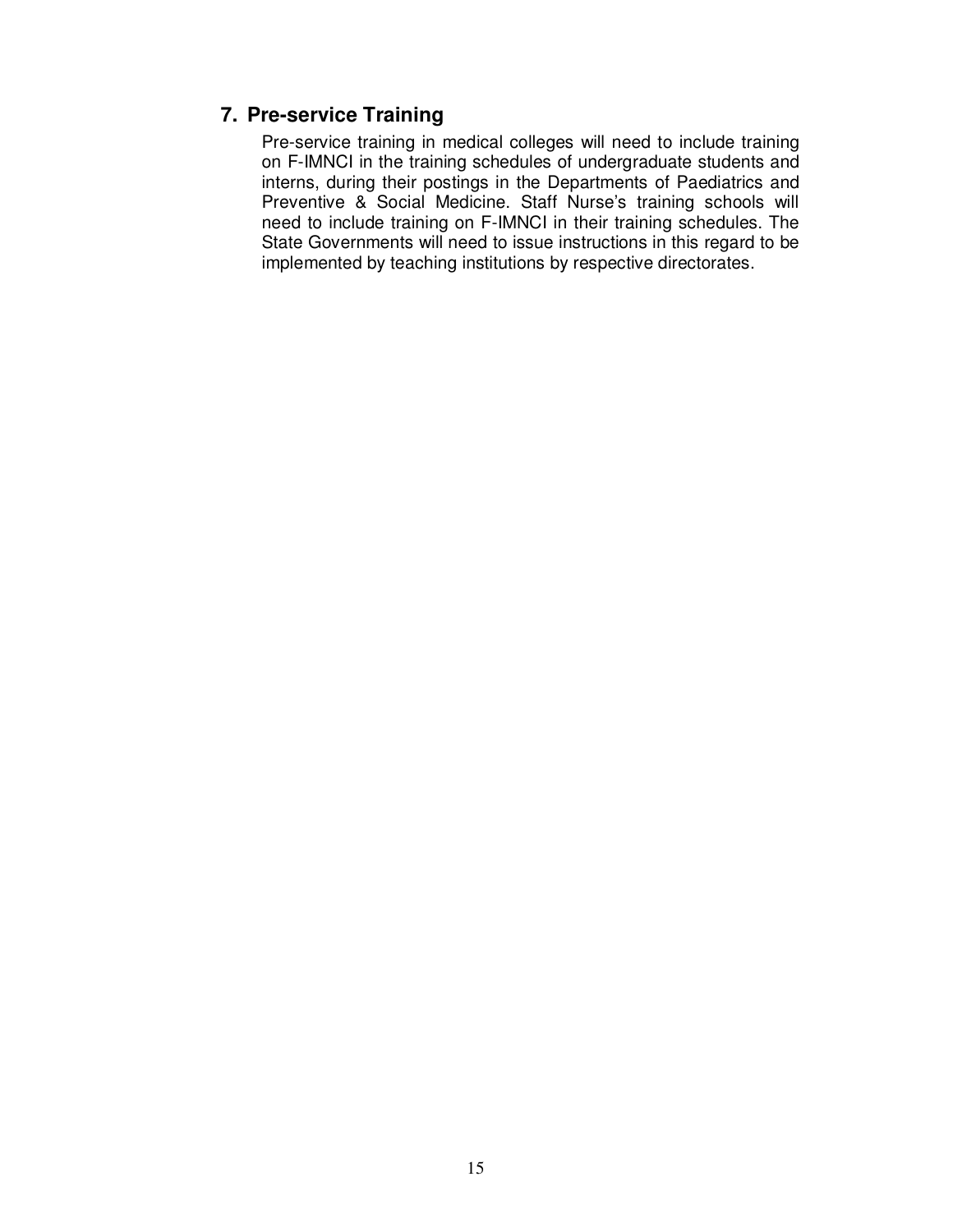## 7. Pre-service Training

Pre-service training in medical colleges will need to include training on F-IMNCI in the training schedules of undergraduate students and interns, during their postings in the Departments of Paediatrics and Preventive & Social Medicine. Staff Nurse's training schools will need to include training on F-IMNCI in their training schedules. The State Governments will need to issue instructions in this regard to be implemented by teaching institutions by respective directorates.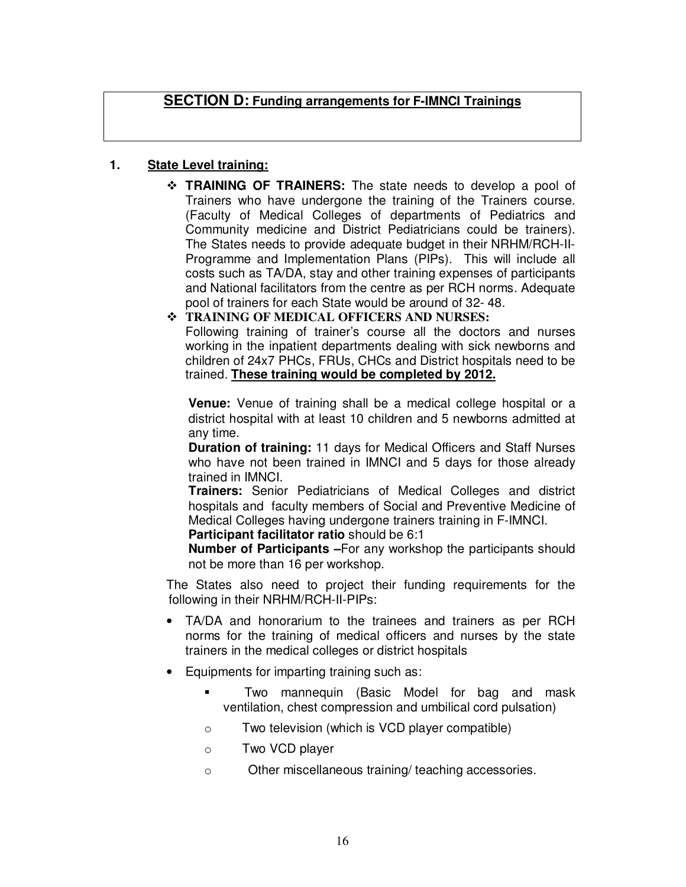## SECTION D: Funding arrangements for F-IMNCI Trainings

### 1. State Level training:

- **TRAINING OF TRAINERS:** The state needs to develop a pool of Trainers who have undergone the training of the Trainers course. (Faculty of Medical Colleges of departments of Pediatrics and Community medicine and District Pediatricians could be trainers). The States needs to provide adequate budget in their NRHM/RCH-II-Programme and Implementation Plans (PIPs). This will include all costs such as TA/DA, stay and other training expenses of participants and National facilitators from the centre as per RCH norms. Adequate pool of trainers for each State would be around of 32- 48.
- **TRAINING OF MEDICAL OFFICERS AND NURSES:**
  Following training of trainer's course all the doctors and nurses working in the inpatient departments dealing with sick newborns and children of 24x7 PHCs, FRUs, CHCs and District hospitals need to be trained. **These training would be completed by 2012.**

  **Venue:** Venue of training shall be a medical college hospital or a district hospital with at least 10 children and 5 newborns admitted at any time.
  **Duration of training:** 11 days for Medical Officers and Staff Nurses who have not been trained in IMNCI and 5 days for those already trained in IMNCI.
  **Trainers:** Senior Pediatricians of Medical Colleges and district hospitals and faculty members of Social and Preventive Medicine of Medical Colleges having undergone trainers training in F-IMNCI.
  **Participant facilitator ratio** should be 6:1
  **Number of Participants –**For any workshop the participants should not be more than 16 per workshop.

The States also need to project their funding requirements for the following in their NRHM/RCH-II-PIPs:

- TA/DA and honorarium to the trainees and trainers as per RCH norms for the training of medical officers and nurses by the state trainers in the medical colleges or district hospitals
- Equipments for imparting training such as:
  - Two mannequin (Basic Model for bag and mask ventilation, chest compression and umbilical cord pulsation)
  - Two television (which is VCD player compatible)
  - Two VCD player
  - Other miscellaneous training/ teaching accessories.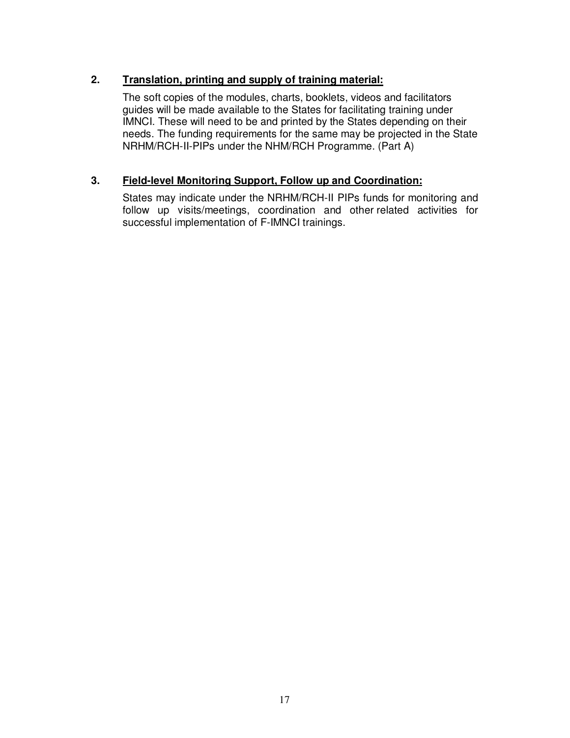2. **<u>Translation, printing and supply of training material:</u>**

The soft copies of the modules, charts, booklets, videos and facilitators guides will be made available to the States for facilitating training under IMNCI. These will need to be and printed by the States depending on their needs. The funding requirements for the same may be projected in the State NRHM/RCH-II-PIPs under the NHM/RCH Programme. (Part A)

3. **<u>Field-level Monitoring Support, Follow up and Coordination:</u>**

States may indicate under the NRHM/RCH-II PIPs funds for monitoring and follow up visits/meetings, coordination and other related activities for successful implementation of F-IMNCI trainings.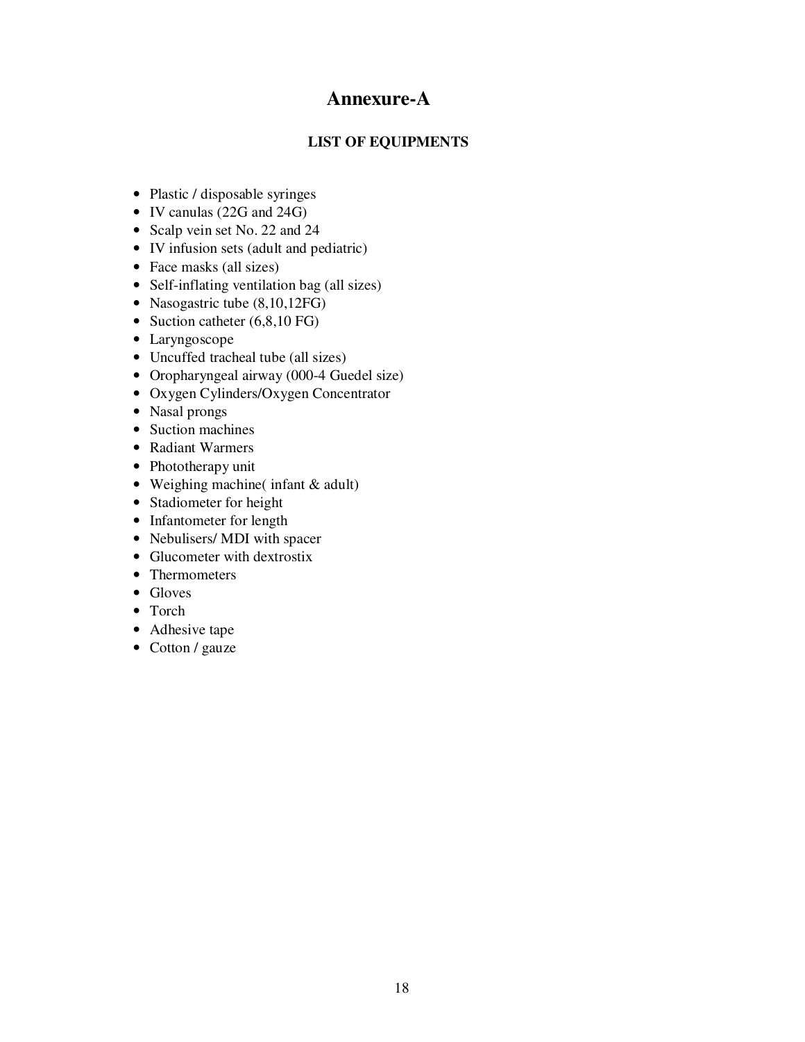# Annexure-A

### LIST OF EQUIPMENTS

- Plastic / disposable syringes
- IV canulas (22G and 24G)
- Scalp vein set No. 22 and 24
- IV infusion sets (adult and pediatric)
- Face masks (all sizes)
- Self-inflating ventilation bag (all sizes)
- Nasogastric tube (8,10,12FG)
- Suction catheter (6,8,10 FG)
- Laryngoscope
- Uncuffed tracheal tube (all sizes)
- Oropharyngeal airway (000-4 Guedel size)
- Oxygen Cylinders/Oxygen Concentrator
- Nasal prongs
- Suction machines
- Radiant Warmers
- Phototherapy unit
- Weighing machine( infant & adult)
- Stadiometer for height
- Infantometer for length
- Nebulisers/ MDI with spacer
- Glucometer with dextrostix
- Thermometers
- Gloves
- Torch
- Adhesive tape
- Cotton / gauze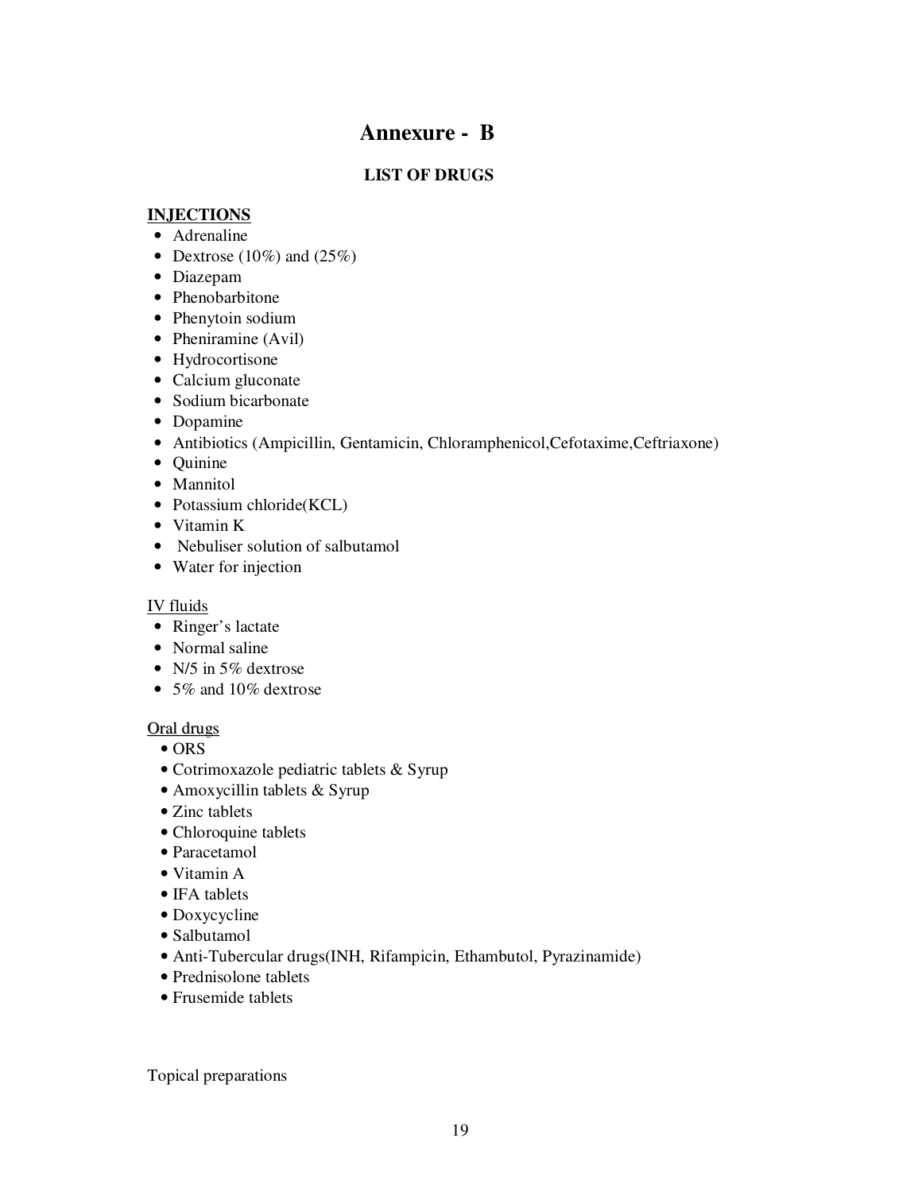# Annexure - B

### LIST OF DRUGS

**INJECTIONS**

- Adrenaline
- Dextrose (10%) and (25%)
- Diazepam
- Phenobarbitone
- Phenytoin sodium
- Pheniramine (Avil)
- Hydrocortisone
- Calcium gluconate
- Sodium bicarbonate
- Dopamine
- Antibiotics (Ampicillin, Gentamicin, Chloramphenicol,Cefotaxime,Ceftriaxone)
- Quinine
- Mannitol
- Potassium chloride(KCL)
- Vitamin K
- Nebuliser solution of salbutamol
- Water for injection

IV fluids

- Ringer's lactate
- Normal saline
- N/5 in 5% dextrose
- 5% and 10% dextrose

Oral drugs

- ORS
- Cotrimoxazole pediatric tablets & Syrup
- Amoxycillin tablets & Syrup
- Zinc tablets
- Chloroquine tablets
- Paracetamol
- Vitamin A
- IFA tablets
- Doxycycline
- Salbutamol
- Anti-Tubercular drugs(INH, Rifampicin, Ethambutol, Pyrazinamide)
- Prednisolone tablets
- Frusemide tablets

Topical preparations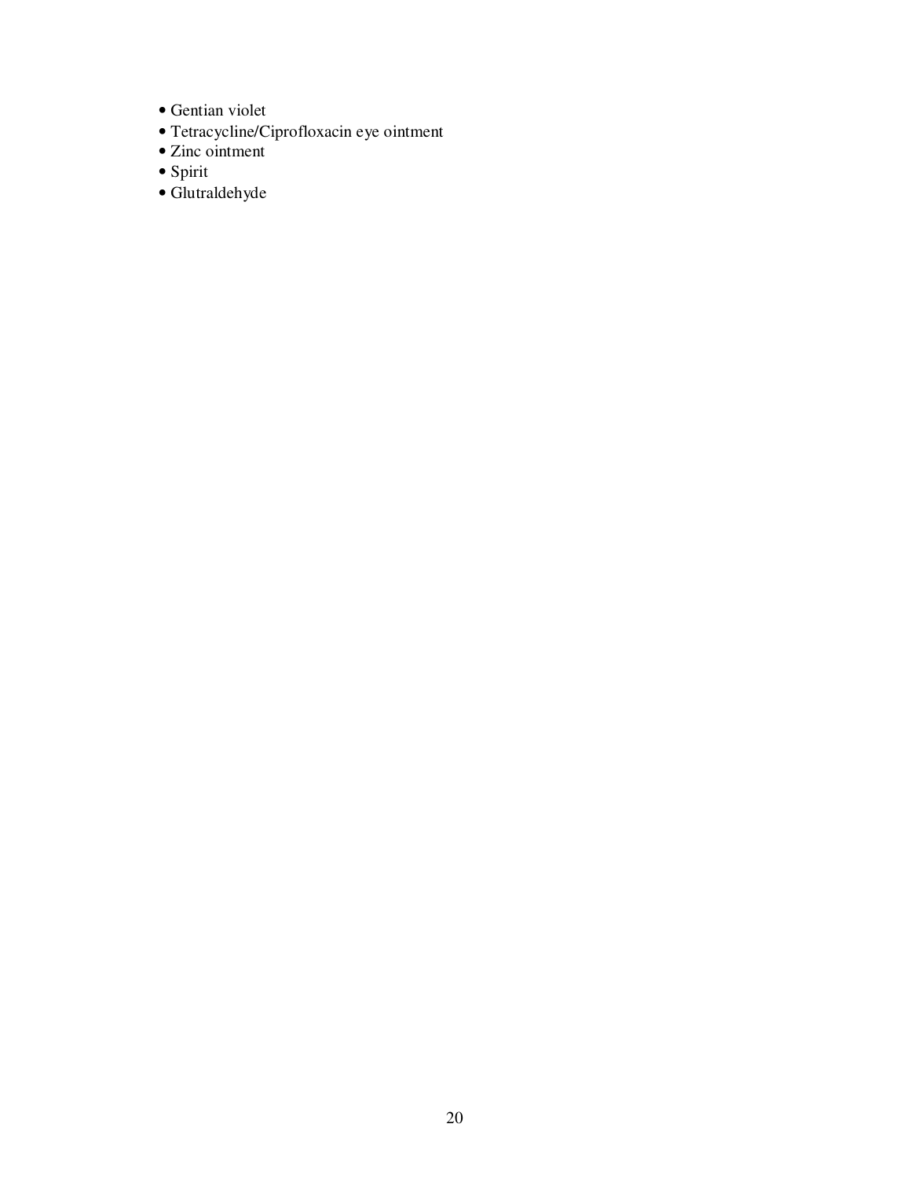- Gentian violet
- Tetracycline/Ciprofloxacin eye ointment
- Zinc ointment
- Spirit
- Glutraldehyde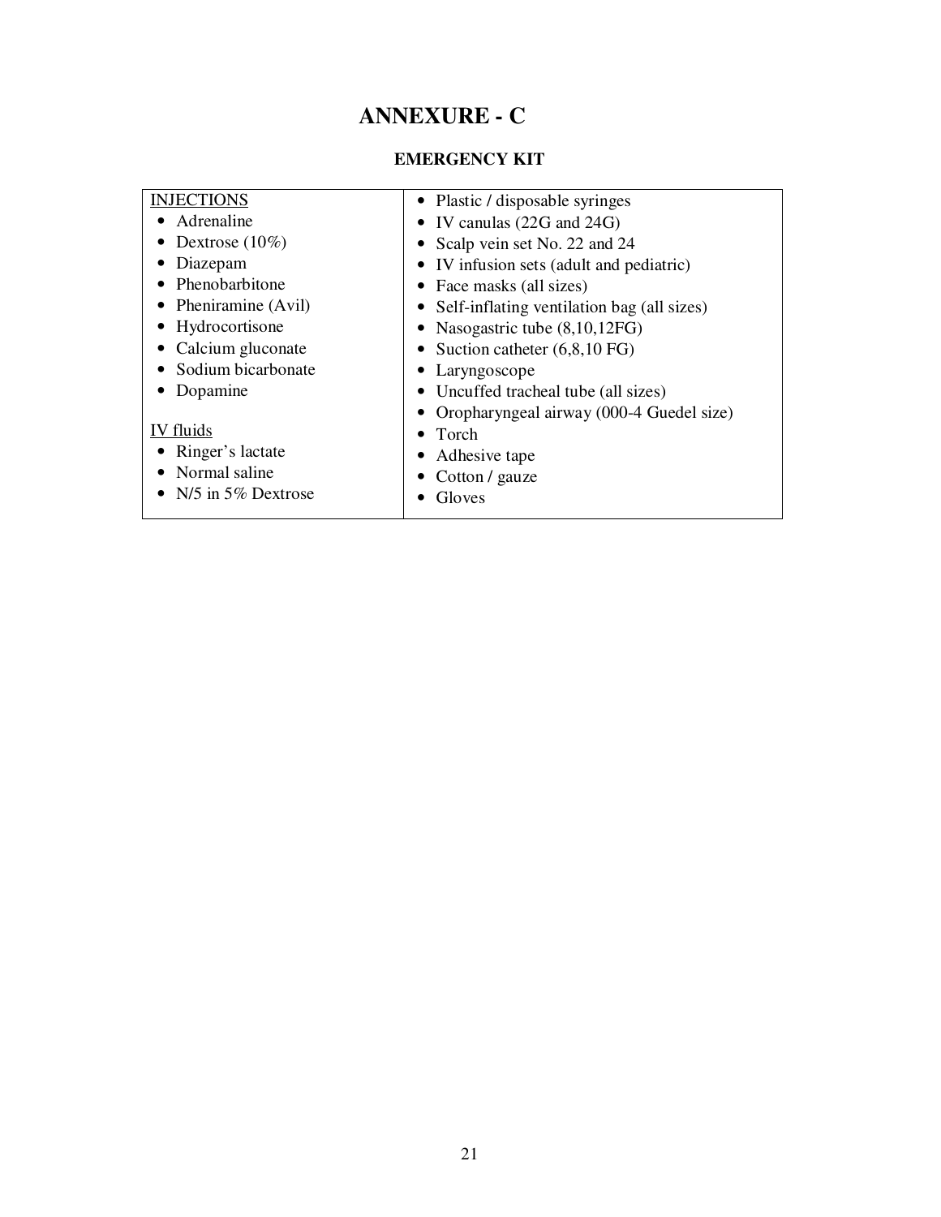# ANNEXURE - C

## EMERGENCY KIT

| INJECTIONS | |
|---|---|
| • Adrenaline<br>• Dextrose (10%)<br>• Diazepam<br>• Phenobarbitone<br>• Pheniramine (Avil)<br>• Hydrocortisone<br>• Calcium gluconate<br>• Sodium bicarbonate<br>• Dopamine<br><br>IV fluids<br>• Ringer's lactate<br>• Normal saline<br>• N/5 in 5% Dextrose | • Plastic / disposable syringes<br>• IV canulas (22G and 24G)<br>• Scalp vein set No. 22 and 24<br>• IV infusion sets (adult and pediatric)<br>• Face masks (all sizes)<br>• Self-inflating ventilation bag (all sizes)<br>• Nasogastric tube (8,10,12FG)<br>• Suction catheter (6,8,10 FG)<br>• Laryngoscope<br>• Uncuffed tracheal tube (all sizes)<br>• Oropharyngeal airway (000-4 Guedel size)<br>• Torch<br>• Adhesive tape<br>• Cotton / gauze<br>• Gloves |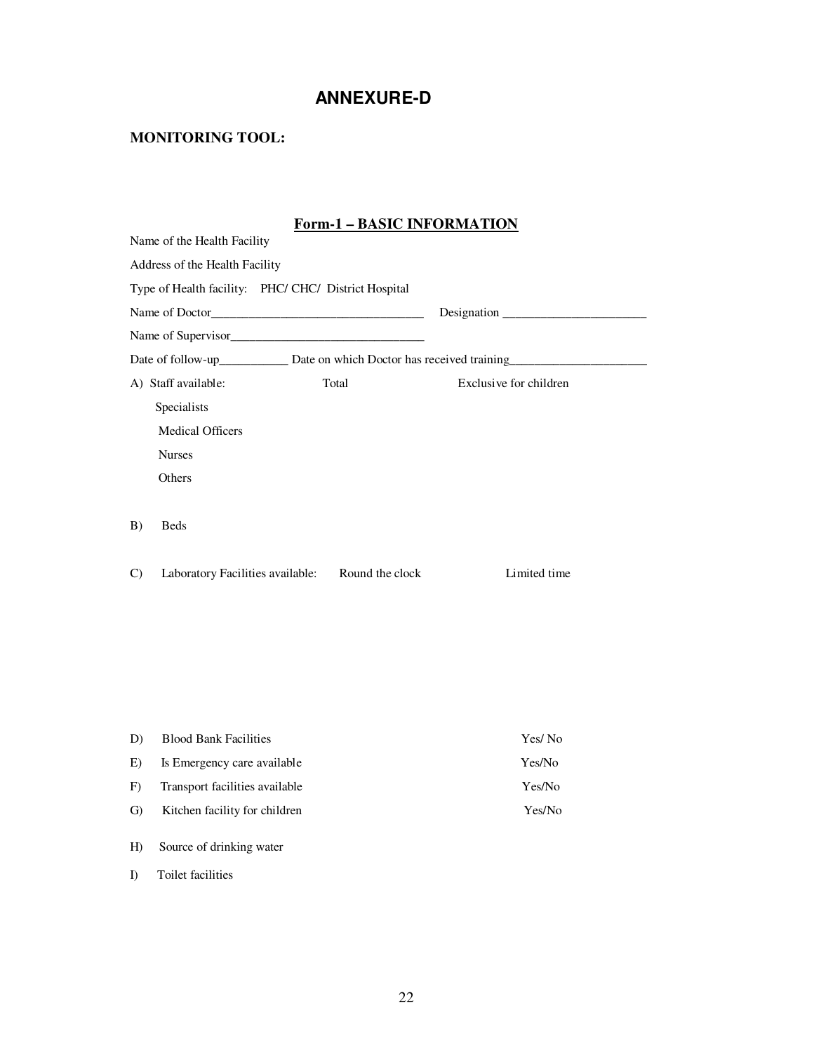# ANNEXURE-D

## MONITORING TOOL:

### Form-1 – BASIC INFORMATION

Name of the Health Facility

Address of the Health Facility

Type of Health facility: PHC/ CHC/ District Hospital

Name of Doctor__________________________________ Designation _______________________

Name of Supervisor_______________________________

Date of follow-up___________ Date on which Doctor has received training______________________

| A) Staff available: | Total | Exclusive for children |
|---|---|---|
| Specialists | | |
| Medical Officers | | |
| Nurses | | |
| Others | | |

B) Beds

C) Laboratory Facilities available: Round the clock Limited time

| | | |
|---|---|---|
| D) | Blood Bank Facilities | Yes/ No |
| E) | Is Emergency care available | Yes/No |
| F) | Transport facilities available | Yes/No |
| G) | Kitchen facility for children | Yes/No |

H) Source of drinking water

I) Toilet facilities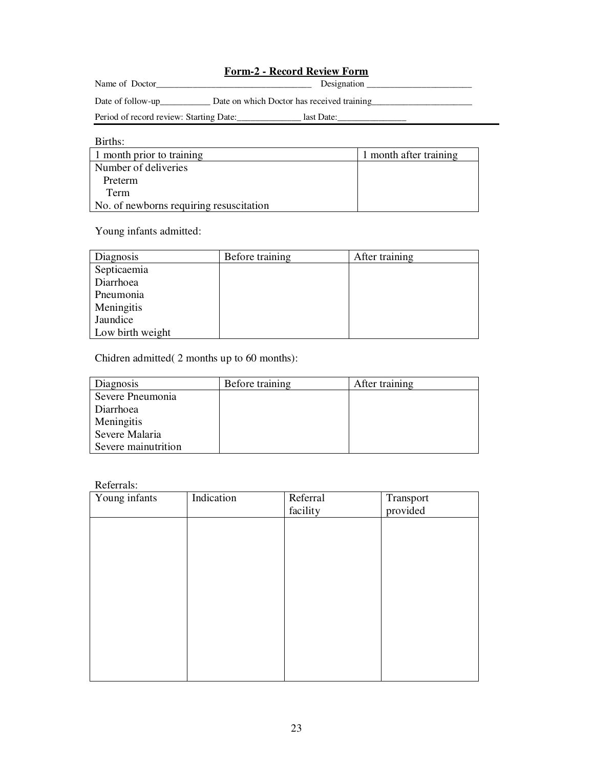## Form-2 - Record Review Form

Name of Doctor___________________________________ Designation _______________________

Date of follow-up___________ Date on which Doctor has received training______________________

Period of record review: Starting Date:______________ last Date:______________

---

Births:

| 1 month prior to training | 1 month after training |
|---|---|
| Number of deliveries<br>Preterm<br>Term<br>No. of newborns requiring resuscitation | |

Young infants admitted:

| Diagnosis | Before training | After training |
|---|---|---|
| Septicaemia | | |
| Diarrhoea | | |
| Pneumonia | | |
| Meningitis | | |
| Jaundice | | |
| Low birth weight | | |

Chidren admitted( 2 months up to 60 months):

| Diagnosis | Before training | After training |
|---|---|---|
| Severe Pneumonia | | |
| Diarrhoea | | |
| Meningitis | | |
| Severe Malaria | | |
| Severe mainutrition | | |

Referrals:

| Young infants | Indication | Referral facility | Transport provided |
|---|---|---|---|
| | | | |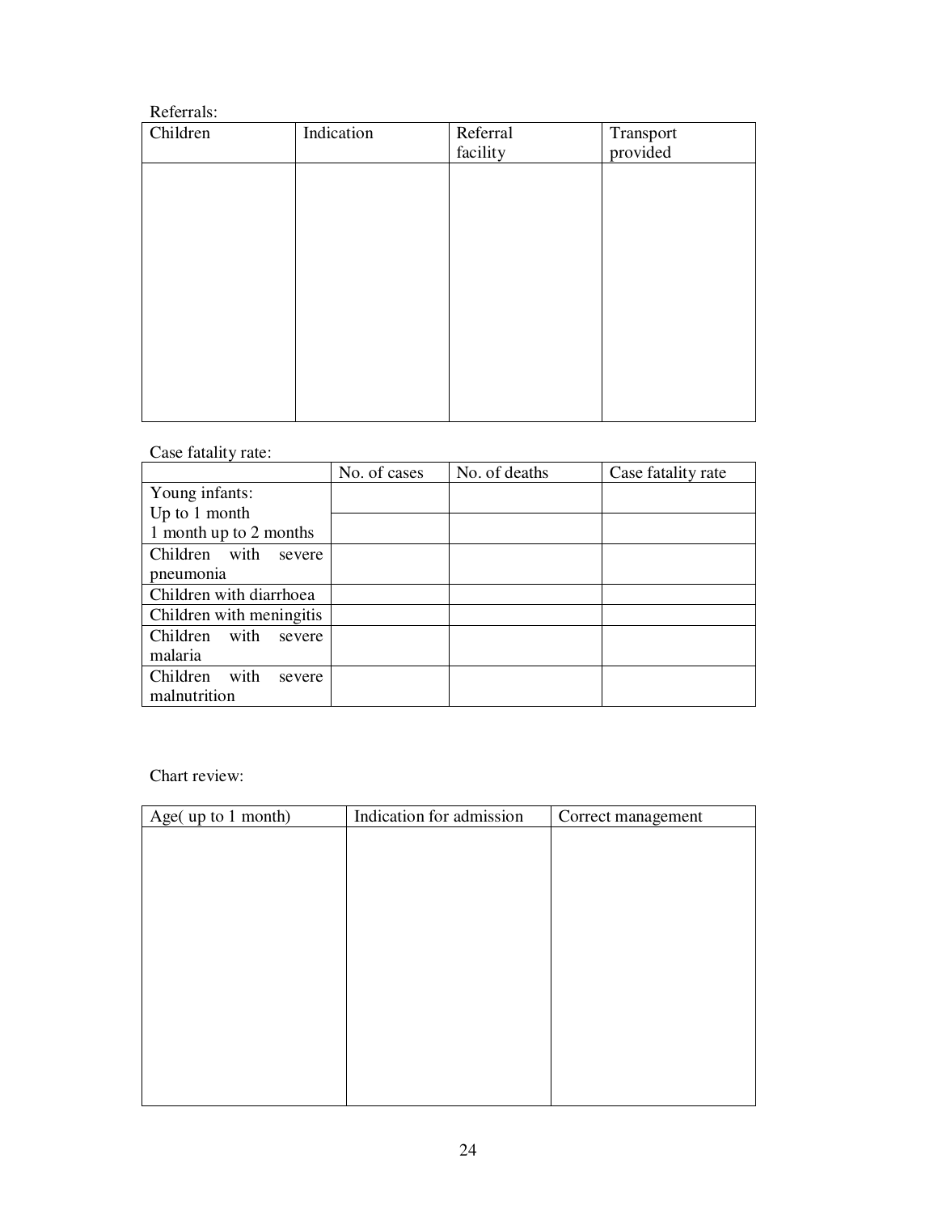Referrals:

| Children | Indication | Referral facility | Transport provided |
|---|---|---|---|
| | | | |

Case fatality rate:

| | No. of cases | No. of deaths | Case fatality rate |
|---|---|---|---|
| Young infants: Up to 1 month | | | |
| 1 month up to 2 months | | | |
| Children with severe pneumonia | | | |
| Children with diarrhoea | | | |
| Children with meningitis | | | |
| Children with severe malaria | | | |
| Children with severe malnutrition | | | |

Chart review:

| Age( up to 1 month) | Indication for admission | Correct management |
|---|---|---|
| | | |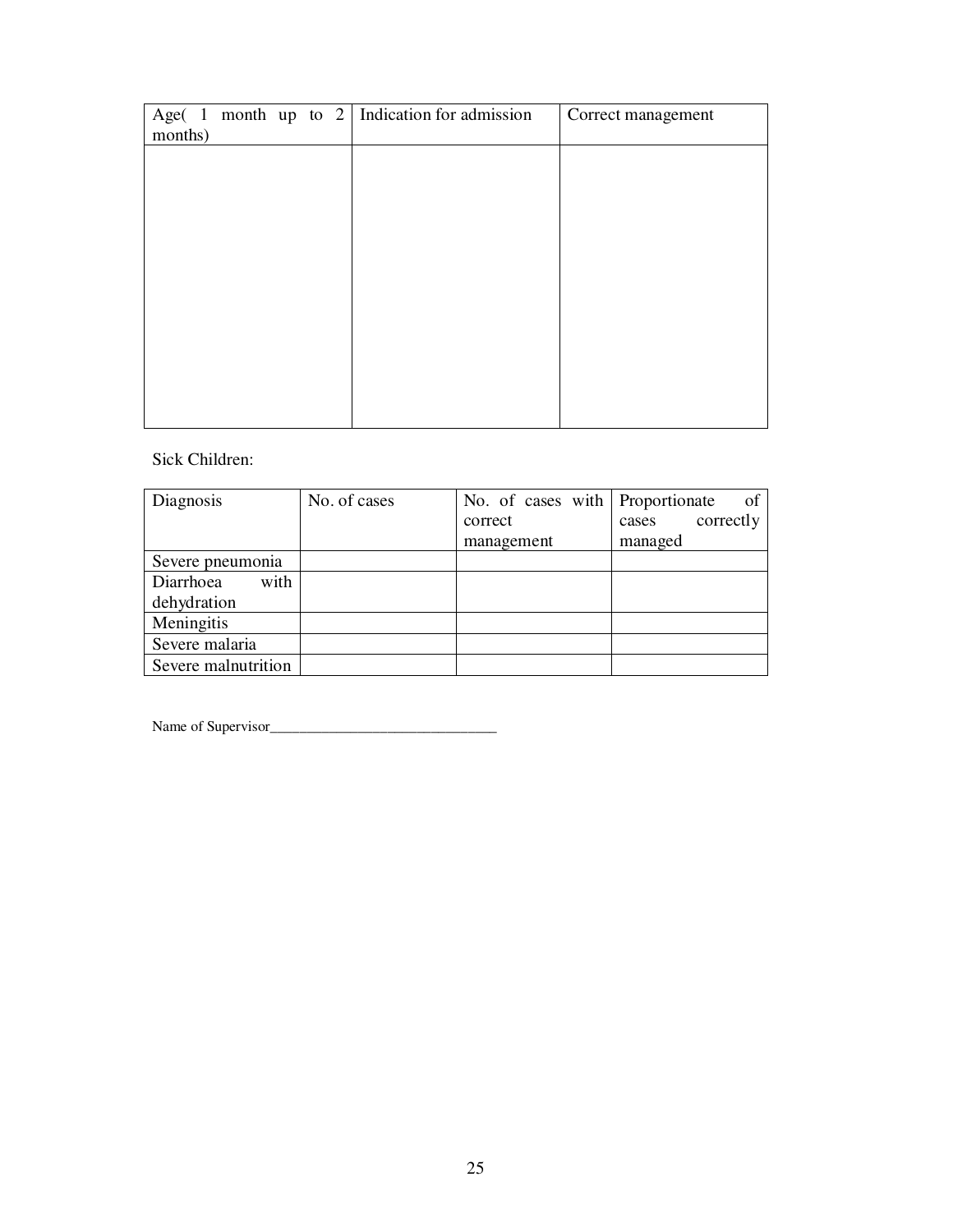| Age( 1 month up to 2 months) | Indication for admission | Correct management |
| --- | --- | --- |
| | | |

Sick Children:

| Diagnosis | No. of cases | No. of cases with correct management | Proportionate of cases correctly managed |
| --- | --- | --- | --- |
| Severe pneumonia | | | |
| Diarrhoea with dehydration | | | |
| Meningitis | | | |
| Severe malaria | | | |
| Severe malnutrition | | | |

Name of Supervisor________________________________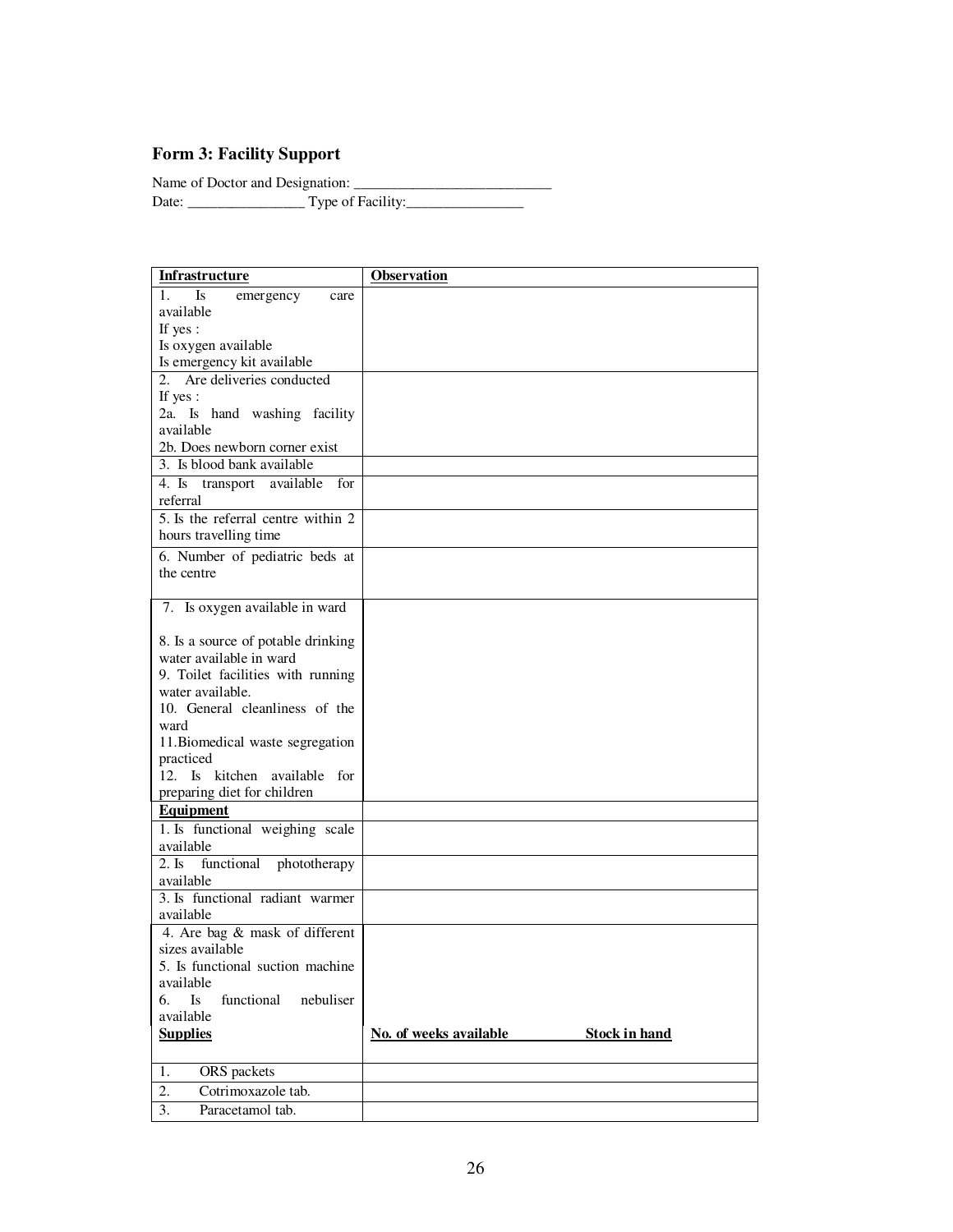## Form 3: Facility Support

Name of Doctor and Designation: ___________________________
Date: ________________ Type of Facility:________________

| **Infrastructure** | **Observation** |
|---|---|
| 1. Is emergency care available<br>If yes :<br>Is oxygen available<br>Is emergency kit available | |
| 2. Are deliveries conducted<br>If yes :<br>2a. Is hand washing facility available<br>2b. Does newborn corner exist | |
| 3. Is blood bank available | |
| 4. Is transport available for referral | |
| 5. Is the referral centre within 2 hours travelling time | |
| 6. Number of pediatric beds at the centre | |
| 7. Is oxygen available in ward<br><br>8. Is a source of potable drinking water available in ward<br>9. Toilet facilities with running water available.<br>10. General cleanliness of the ward<br>11.Biomedical waste segregation practiced<br>12. Is kitchen available for preparing diet for children | |
| **Equipment** | |
| 1. Is functional weighing scale available | |
| 2. Is functional phototherapy available | |
| 3. Is functional radiant warmer available | |
| 4. Are bag & mask of different sizes available<br>5. Is functional suction machine available<br>6. Is functional nebuliser available | |
| **Supplies** | **No. of weeks available** **Stock in hand** |
| 1. ORS packets | |
| 2. Cotrimoxazole tab. | |
| 3. Paracetamol tab. | |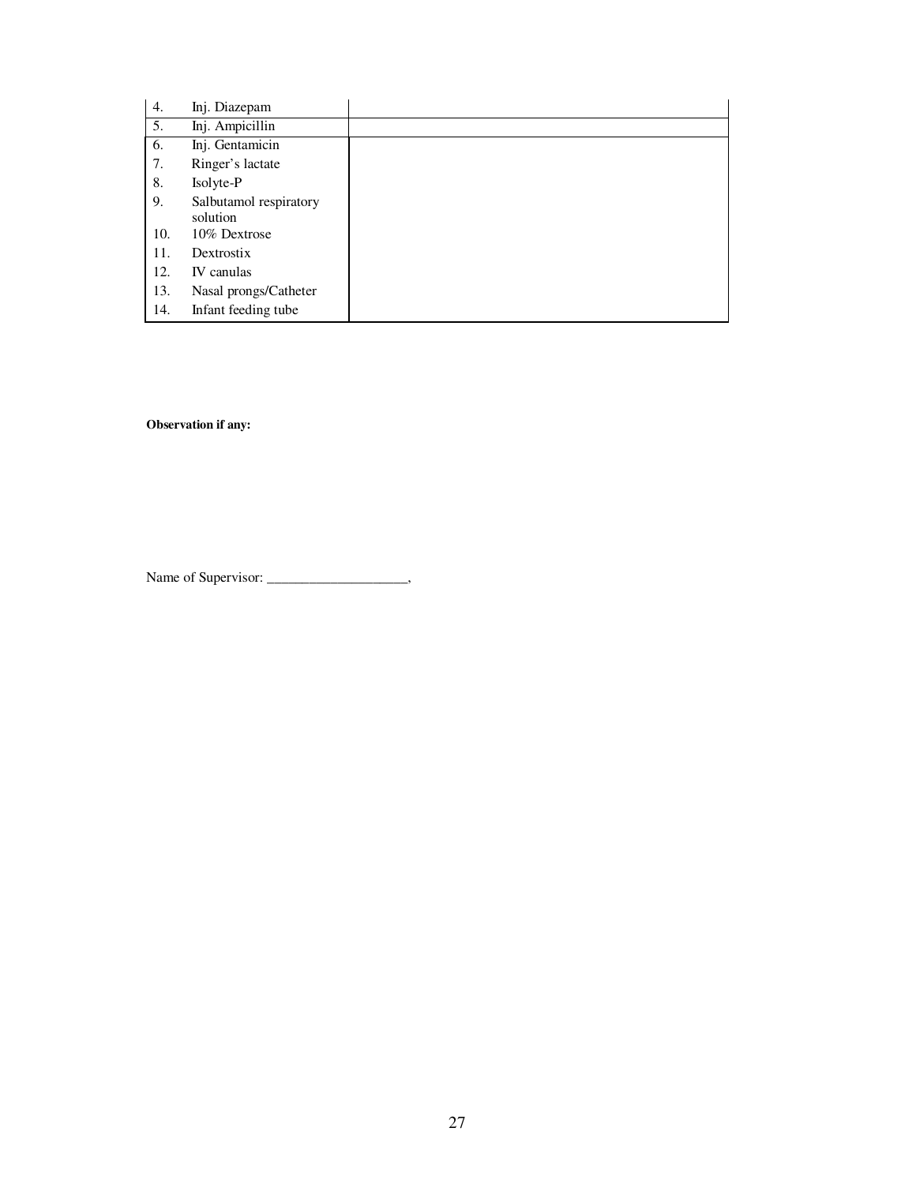| | | |
|---|---|---|
| 4. | Inj. Diazepam | |
| 5. | Inj. Ampicillin | |
| 6. | Inj. Gentamicin | |
| 7. | Ringer's lactate | |
| 8. | Isolyte-P | |
| 9. | Salbutamol respiratory solution | |
| 10. | 10% Dextrose | |
| 11. | Dextrostix | |
| 12. | IV canulas | |
| 13. | Nasal prongs/Catheter | |
| 14. | Infant feeding tube | |

**Observation if any:**

Name of Supervisor: ____________________,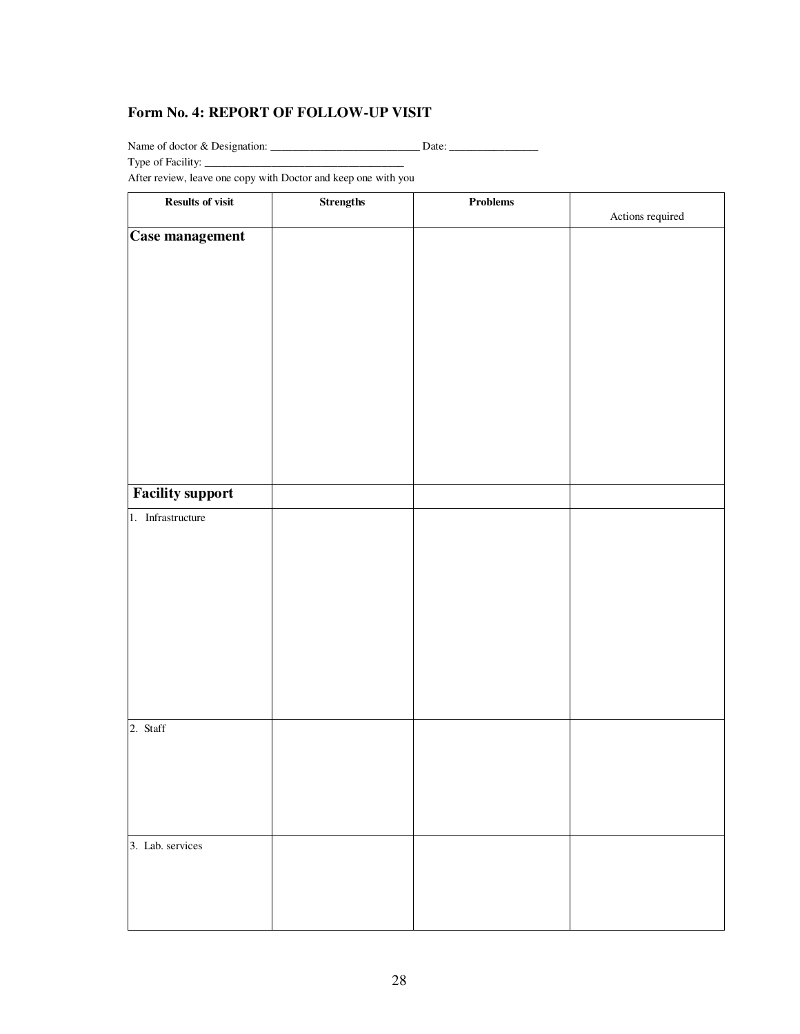**Form No. 4: REPORT OF FOLLOW-UP VISIT**

Name of doctor & Designation: ___________________________ Date: ________________

Type of Facility: _____________________________________

After review, leave one copy with Doctor and keep one with you

| Results of visit | Strengths | Problems | Actions required |
|---|---|---|---|
| **Case management** | | | |
| **Facility support** | | | |
| 1. Infrastructure | | | |
| 2. Staff | | | |
| 3. Lab. services | | | |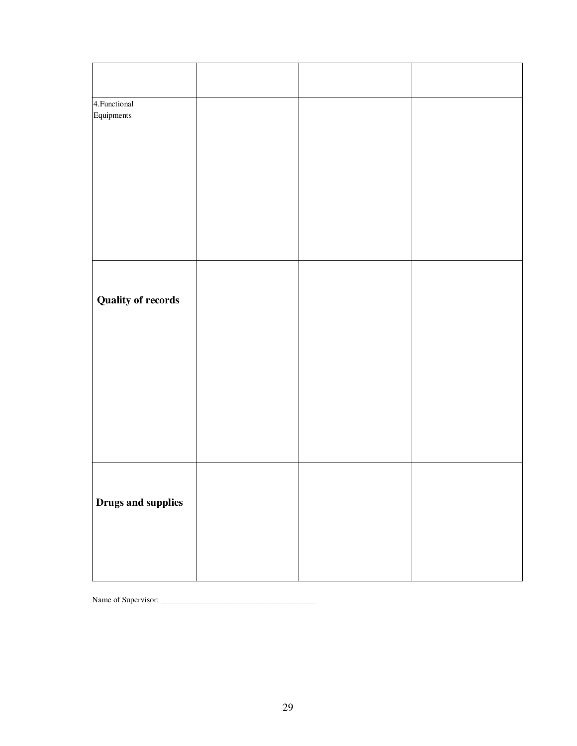| | | | |
|---|---|---|---|
| | | | |
| 4.Functional Equipments | | | |
| **Quality of records** | | | |
| **Drugs and supplies** | | | |

Name of Supervisor: ______________________________________